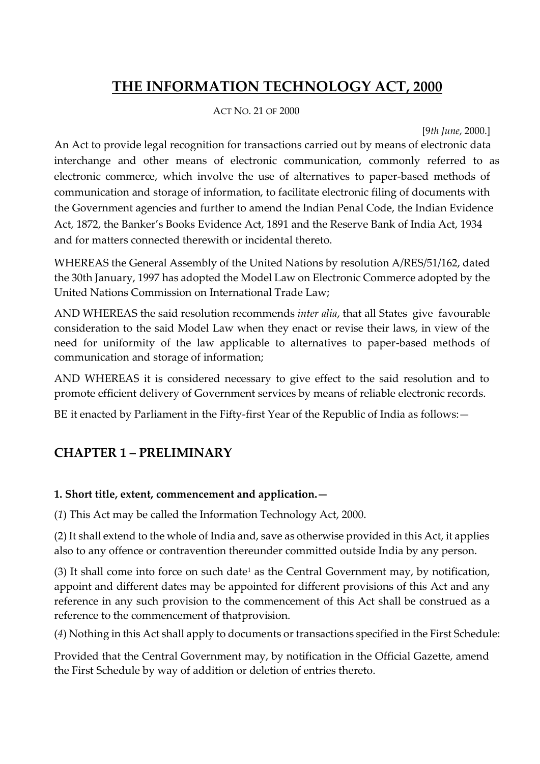# THE INFORMATION TECHNOLOGY ACT, 2000

ACT NO. 21 OF 2000

[*9th June*, 2000.]

An Act to provide legal recognition for transactions carried out by means of electronic data interchange and other means of electronic communication, commonly referred to as electronic commerce, which involve the use of alternatives to paper-based methods of communication and storage of information, to facilitate electronic filing of documents with the Government agencies and further to amend the Indian Penal Code, the Indian Evidence Act, 1872, the Banker's Books Evidence Act, 1891 and the Reserve Bank of India Act, 1934 and for matters connected therewith or incidental thereto.

WHEREAS the General Assembly of the United Nations by resolution A/RES/51/162, dated the 30th January, 1997 has adopted the Model Law on Electronic Commerce adopted by the United Nations Commission on International Trade Law;

AND WHEREAS the said resolution recommends *inter alia*, that all States give favourable consideration to the said Model Law when they enact or revise their laws, in view of the need for uniformity of the law applicable to alternatives to paper-based methods of communication and storage of information;

AND WHEREAS it is considered necessary to give effect to the said resolution and to promote efficient delivery of Government services by means of reliable electronic records.

BE it enacted by Parliament in the Fifty-first Year of the Republic of India as follows:—

## CHAPTER 1 – PRELIMINARY

**1. Short title, extent, commencement and application.—**

(*1*) This Act may be called the Information Technology Act, 2000.

(2) It shall extend to the whole of India and, save as otherwise provided in this Act, it applies also to any offence or contravention thereunder committed outside India by any person.

(3) It shall come into force on such date[1] as the Central Government may, by notification, appoint and different dates may be appointed for different provisions of this Act and any reference in any such provision to the commencement of this Act shall be construed as a reference to the commencement of thatprovision.

(*4*) Nothing in this Act shall apply to documents or transactions specified in the First Schedule:

Provided that the Central Government may, by notification in the Official Gazette, amend the First Schedule by way of addition or deletion of entries thereto.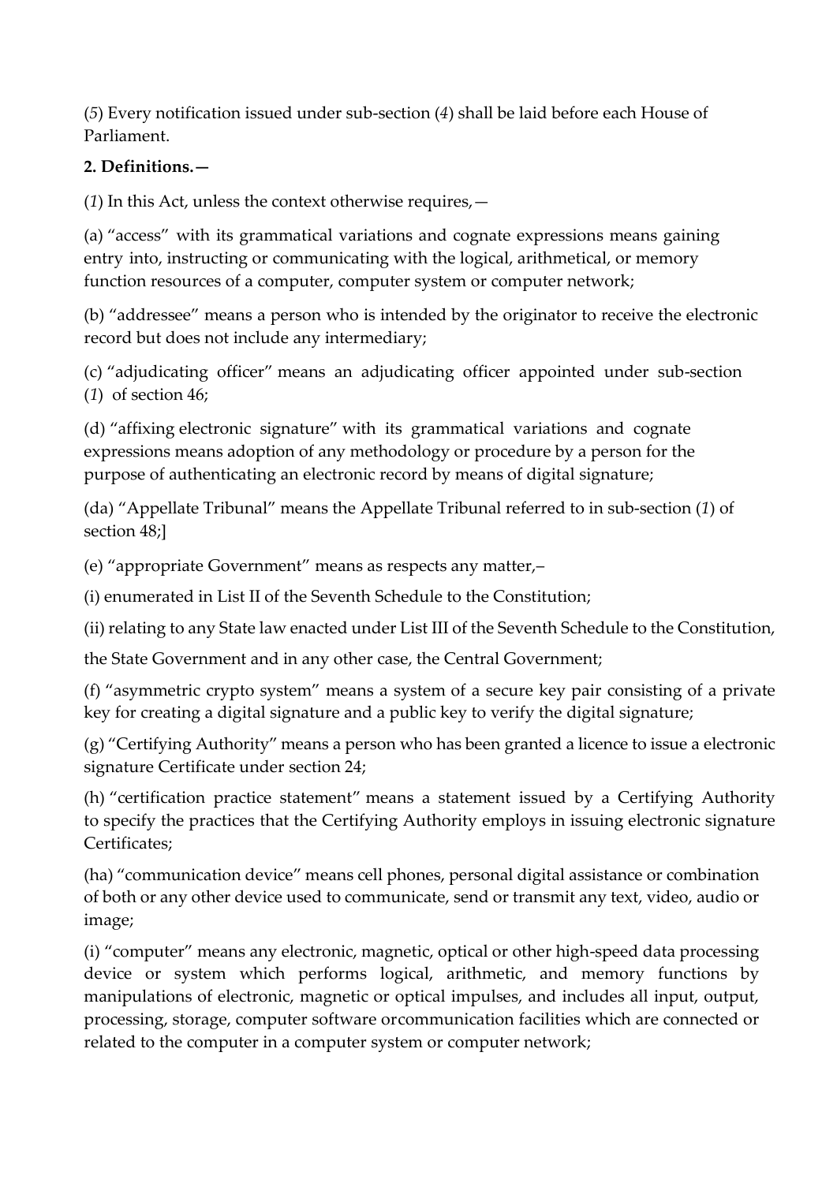(*5*) Every notification issued under sub-section (*4*) shall be laid before each House of Parliament.

**2. Definitions.—**

(*1*) In this Act, unless the context otherwise requires,—

(a) "access" with its grammatical variations and cognate expressions means gaining entry into, instructing or communicating with the logical, arithmetical, or memory function resources of a computer, computer system or computer network;

(b) "addressee" means a person who is intended by the originator to receive the electronic record but does not include any intermediary;

(c) "adjudicating officer" means an adjudicating officer appointed under sub-section (*1*) of section 46;

(d) "affixing electronic signature" with its grammatical variations and cognate expressions means adoption of any methodology or procedure by a person for the purpose of authenticating an electronic record by means of digital signature;

(da) "Appellate Tribunal" means the Appellate Tribunal referred to in sub-section (*1*) of section 48;]

(e) "appropriate Government" means as respects any matter,–

(i) enumerated in List II of the Seventh Schedule to the Constitution;

(ii) relating to any State law enacted under List III of the Seventh Schedule to the Constitution,

the State Government and in any other case, the Central Government;

(f) "asymmetric crypto system" means a system of a secure key pair consisting of a private key for creating a digital signature and a public key to verify the digital signature;

(g) "Certifying Authority" means a person who has been granted a licence to issue a electronic signature Certificate under section 24;

(h) "certification practice statement" means a statement issued by a Certifying Authority to specify the practices that the Certifying Authority employs in issuing electronic signature Certificates;

(ha) "communication device" means cell phones, personal digital assistance or combination of both or any other device used to communicate, send or transmit any text, video, audio or image;

(i) "computer" means any electronic, magnetic, optical or other high-speed data processing device or system which performs logical, arithmetic, and memory functions by manipulations of electronic, magnetic or optical impulses, and includes all input, output, processing, storage, computer software orcommunication facilities which are connected or related to the computer in a computer system or computer network;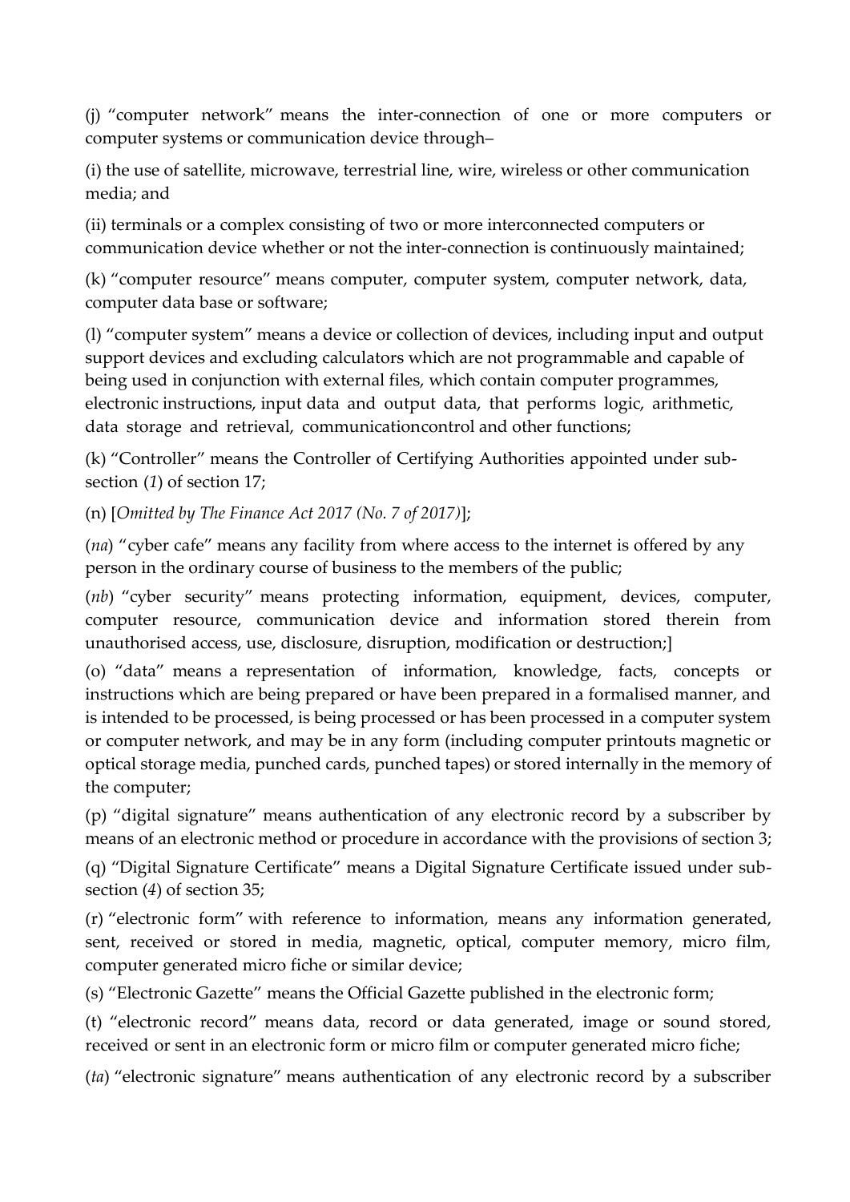(j) "computer network" means the inter-connection of one or more computers or computer systems or communication device through–

(i) the use of satellite, microwave, terrestrial line, wire, wireless or other communication media; and

(ii) terminals or a complex consisting of two or more interconnected computers or communication device whether or not the inter-connection is continuously maintained;

(k) "computer resource" means computer, computer system, computer network, data, computer data base or software;

(l) "computer system" means a device or collection of devices, including input and output support devices and excluding calculators which are not programmable and capable of being used in conjunction with external files, which contain computer programmes, electronic instructions, input data and output data, that performs logic, arithmetic, data storage and retrieval, communicationcontrol and other functions;

(k) "Controller" means the Controller of Certifying Authorities appointed under sub-section (*1*) of section 17;

(n) [*Omitted by The Finance Act 2017 (No. 7 of 2017)*];

(*na*) "cyber cafe" means any facility from where access to the internet is offered by any person in the ordinary course of business to the members of the public;

(*nb*) "cyber security" means protecting information, equipment, devices, computer, computer resource, communication device and information stored therein from unauthorised access, use, disclosure, disruption, modification or destruction;]

(o) "data" means a representation of information, knowledge, facts, concepts or instructions which are being prepared or have been prepared in a formalised manner, and is intended to be processed, is being processed or has been processed in a computer system or computer network, and may be in any form (including computer printouts magnetic or optical storage media, punched cards, punched tapes) or stored internally in the memory of the computer;

(p) "digital signature" means authentication of any electronic record by a subscriber by means of an electronic method or procedure in accordance with the provisions of section 3;

(q) "Digital Signature Certificate" means a Digital Signature Certificate issued under sub-section (*4*) of section 35;

(r) "electronic form" with reference to information, means any information generated, sent, received or stored in media, magnetic, optical, computer memory, micro film, computer generated micro fiche or similar device;

(s) "Electronic Gazette" means the Official Gazette published in the electronic form;

(t) "electronic record" means data, record or data generated, image or sound stored, received or sent in an electronic form or micro film or computer generated micro fiche;

(*ta*) "electronic signature" means authentication of any electronic record by a subscriber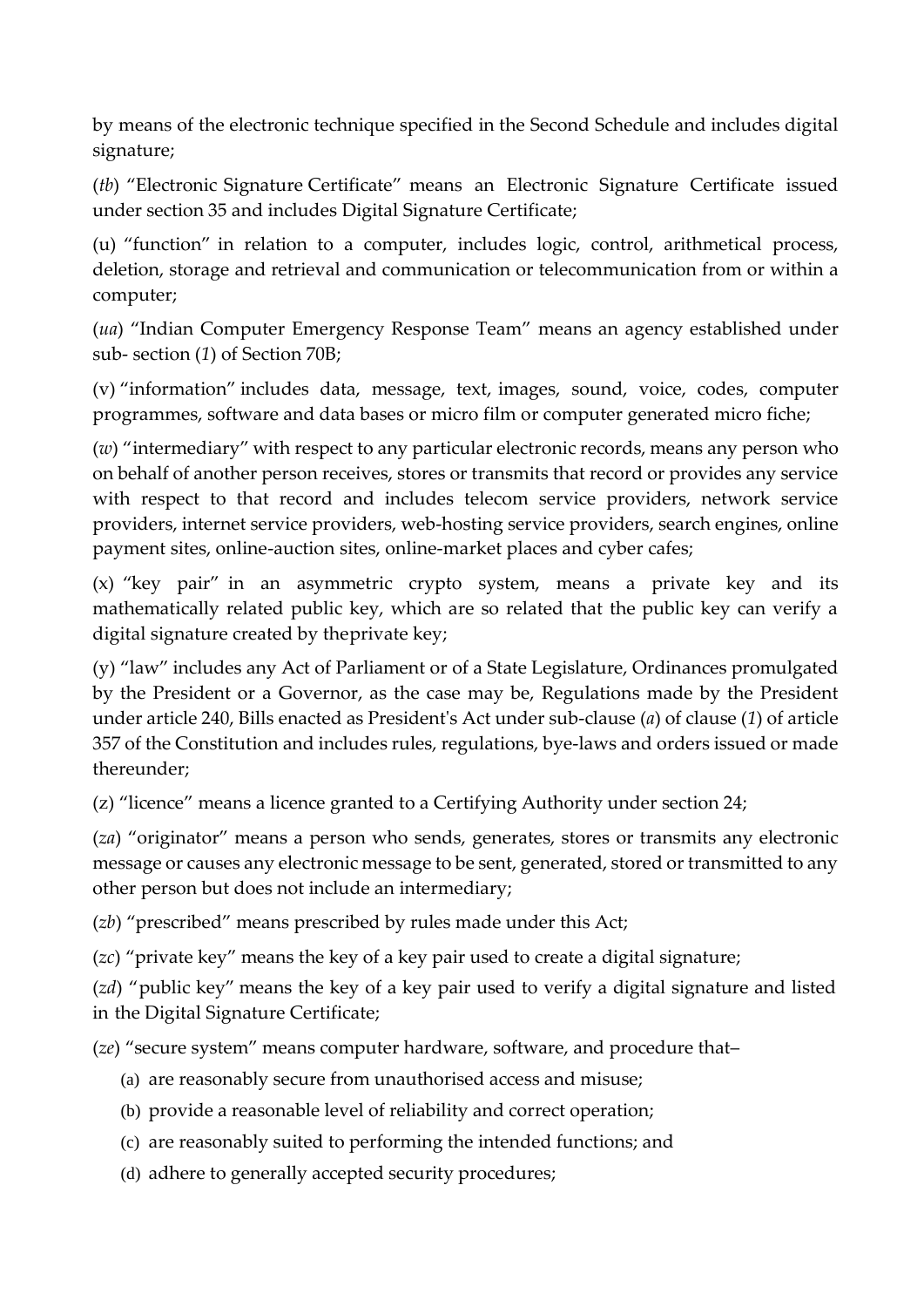by means of the electronic technique specified in the Second Schedule and includes digital signature;

(*tb*) "Electronic Signature Certificate" means an Electronic Signature Certificate issued under section 35 and includes Digital Signature Certificate;

(u) "function" in relation to a computer, includes logic, control, arithmetical process, deletion, storage and retrieval and communication or telecommunication from or within a computer;

(*ua*) "Indian Computer Emergency Response Team" means an agency established under sub- section (*1*) of Section 70B;

(v) "information" includes data, message, text, images, sound, voice, codes, computer programmes, software and data bases or micro film or computer generated micro fiche;

(*w*) "intermediary" with respect to any particular electronic records, means any person who on behalf of another person receives, stores or transmits that record or provides any service with respect to that record and includes telecom service providers, network service providers, internet service providers, web-hosting service providers, search engines, online payment sites, online-auction sites, online-market places and cyber cafes;

(x) "key pair" in an asymmetric crypto system, means a private key and its mathematically related public key, which are so related that the public key can verify a digital signature created by theprivate key;

(y) "law" includes any Act of Parliament or of a State Legislature, Ordinances promulgated by the President or a Governor, as the case may be, Regulations made by the President under article 240, Bills enacted as President's Act under sub-clause (*a*) of clause (*1*) of article 357 of the Constitution and includes rules, regulations, bye-laws and orders issued or made thereunder;

(z) "licence" means a licence granted to a Certifying Authority under section 24;

(*za*) "originator" means a person who sends, generates, stores or transmits any electronic message or causes any electronic message to be sent, generated, stored or transmitted to any other person but does not include an intermediary;

(*zb*) "prescribed" means prescribed by rules made under this Act;

(*zc*) "private key" means the key of a key pair used to create a digital signature;

(*zd*) "public key" means the key of a key pair used to verify a digital signature and listed in the Digital Signature Certificate;

(*ze*) "secure system" means computer hardware, software, and procedure that–

(a) are reasonably secure from unauthorised access and misuse;

(b) provide a reasonable level of reliability and correct operation;

(c) are reasonably suited to performing the intended functions; and

(d) adhere to generally accepted security procedures;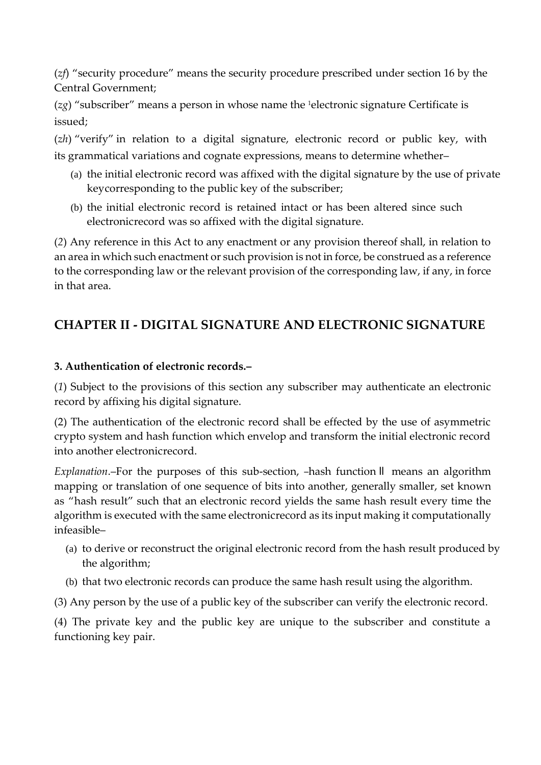(*zf*) "security procedure" means the security procedure prescribed under section 16 by the Central Government;

(*zg*) "subscriber" means a person in whose name the [1]electronic signature Certificate is issued;

(*zh*) "verify" in relation to a digital signature, electronic record or public key, with its grammatical variations and cognate expressions, means to determine whether–

- (a) the initial electronic record was affixed with the digital signature by the use of private keycorresponding to the public key of the subscriber;
- (b) the initial electronic record is retained intact or has been altered since such electronicrecord was so affixed with the digital signature.

(*2*) Any reference in this Act to any enactment or any provision thereof shall, in relation to an area in which such enactment or such provision is not in force, be construed as a reference to the corresponding law or the relevant provision of the corresponding law, if any, in force in that area.

## CHAPTER II - DIGITAL SIGNATURE AND ELECTRONIC SIGNATURE

**3. Authentication of electronic records.–**

(*1*) Subject to the provisions of this section any subscriber may authenticate an electronic record by affixing his digital signature.

(2) The authentication of the electronic record shall be effected by the use of asymmetric crypto system and hash function which envelop and transform the initial electronic record into another electronicrecord.

*Explanation*.–For the purposes of this sub-section, –hash function‖ means an algorithm mapping or translation of one sequence of bits into another, generally smaller, set known as "hash result" such that an electronic record yields the same hash result every time the algorithm is executed with the same electronicrecord as its input making it computationally infeasible–

- (a) to derive or reconstruct the original electronic record from the hash result produced by the algorithm;
- (b) that two electronic records can produce the same hash result using the algorithm.

(3) Any person by the use of a public key of the subscriber can verify the electronic record.

(4) The private key and the public key are unique to the subscriber and constitute a functioning key pair.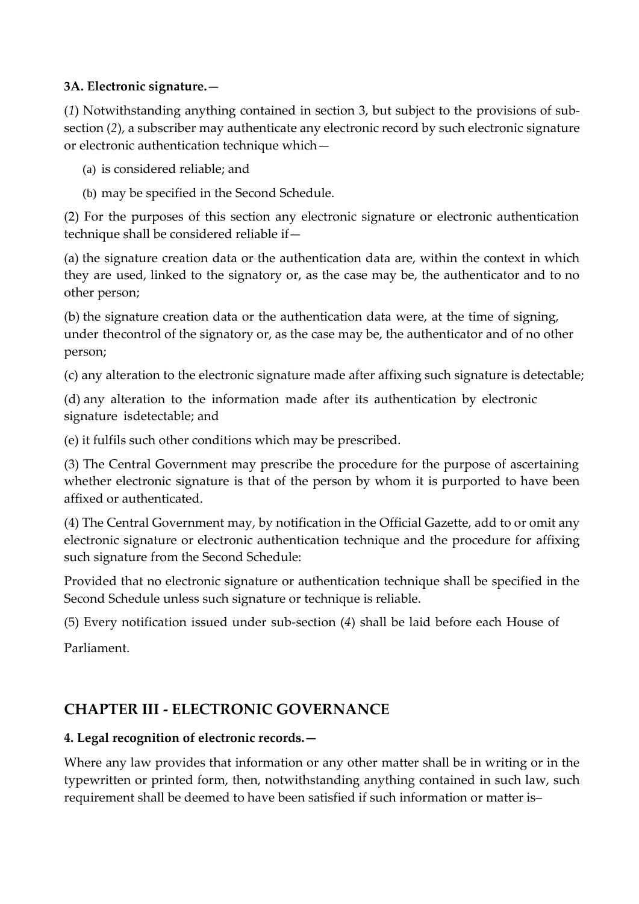**3A. Electronic signature.—**

(*1*) Notwithstanding anything contained in section 3, but subject to the provisions of sub-section (*2*), a subscriber may authenticate any electronic record by such electronic signature or electronic authentication technique which—

(a) is considered reliable; and

(b) may be specified in the Second Schedule.

(2) For the purposes of this section any electronic signature or electronic authentication technique shall be considered reliable if—

(a) the signature creation data or the authentication data are, within the context in which they are used, linked to the signatory or, as the case may be, the authenticator and to no other person;

(b) the signature creation data or the authentication data were, at the time of signing, under thecontrol of the signatory or, as the case may be, the authenticator and of no other person;

(c) any alteration to the electronic signature made after affixing such signature is detectable;

(d) any alteration to the information made after its authentication by electronic signature isdetectable; and

(e) it fulfils such other conditions which may be prescribed.

(3) The Central Government may prescribe the procedure for the purpose of ascertaining whether electronic signature is that of the person by whom it is purported to have been affixed or authenticated.

(4) The Central Government may, by notification in the Official Gazette, add to or omit any electronic signature or electronic authentication technique and the procedure for affixing such signature from the Second Schedule:

Provided that no electronic signature or authentication technique shall be specified in the Second Schedule unless such signature or technique is reliable.

(5) Every notification issued under sub-section (*4*) shall be laid before each House of Parliament.

## CHAPTER III - ELECTRONIC GOVERNANCE

**4. Legal recognition of electronic records.—**

Where any law provides that information or any other matter shall be in writing or in the typewritten or printed form, then, notwithstanding anything contained in such law, such requirement shall be deemed to have been satisfied if such information or matter is–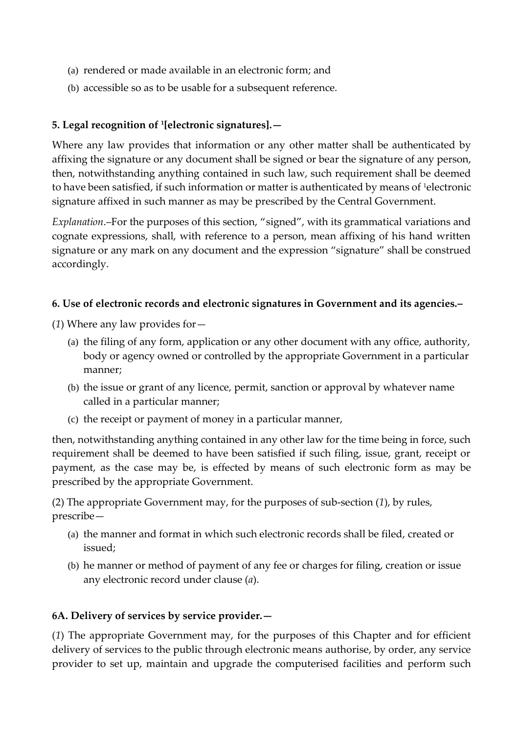(a) rendered or made available in an electronic form; and

(b) accessible so as to be usable for a subsequent reference.

**5. Legal recognition of [1][electronic signatures].—**

Where any law provides that information or any other matter shall be authenticated by affixing the signature or any document shall be signed or bear the signature of any person, then, notwithstanding anything contained in such law, such requirement shall be deemed to have been satisfied, if such information or matter is authenticated by means of [1]electronic signature affixed in such manner as may be prescribed by the Central Government.

*Explanation*.–For the purposes of this section, "signed", with its grammatical variations and cognate expressions, shall, with reference to a person, mean affixing of his hand written signature or any mark on any document and the expression "signature" shall be construed accordingly.

**6. Use of electronic records and electronic signatures in Government and its agencies.–**

(*1*) Where any law provides for—

(a) the filing of any form, application or any other document with any office, authority, body or agency owned or controlled by the appropriate Government in a particular manner;

(b) the issue or grant of any licence, permit, sanction or approval by whatever name called in a particular manner;

(c) the receipt or payment of money in a particular manner,

then, notwithstanding anything contained in any other law for the time being in force, such requirement shall be deemed to have been satisfied if such filing, issue, grant, receipt or payment, as the case may be, is effected by means of such electronic form as may be prescribed by the appropriate Government.

(2) The appropriate Government may, for the purposes of sub-section (*1*), by rules, prescribe—

(a) the manner and format in which such electronic records shall be filed, created or issued;

(b) he manner or method of payment of any fee or charges for filing, creation or issue any electronic record under clause (*a*).

**6A. Delivery of services by service provider.—**

(*1*) The appropriate Government may, for the purposes of this Chapter and for efficient delivery of services to the public through electronic means authorise, by order, any service provider to set up, maintain and upgrade the computerised facilities and perform such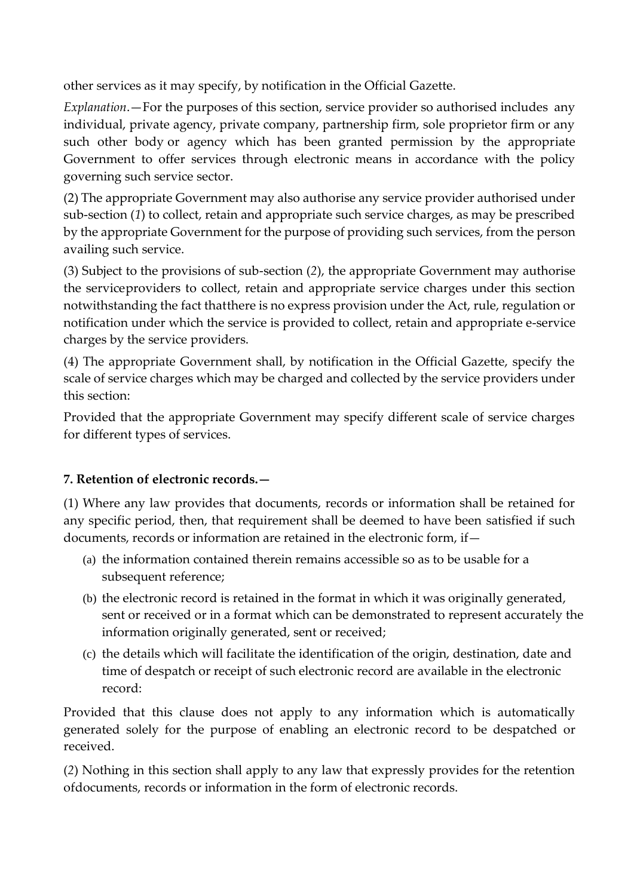other services as it may specify, by notification in the Official Gazette.

*Explanation*.—For the purposes of this section, service provider so authorised includes any individual, private agency, private company, partnership firm, sole proprietor firm or any such other body or agency which has been granted permission by the appropriate Government to offer services through electronic means in accordance with the policy governing such service sector.

(2) The appropriate Government may also authorise any service provider authorised under sub-section (*1*) to collect, retain and appropriate such service charges, as may be prescribed by the appropriate Government for the purpose of providing such services, from the person availing such service.

(3) Subject to the provisions of sub-section (*2*), the appropriate Government may authorise the serviceproviders to collect, retain and appropriate service charges under this section notwithstanding the fact thatthere is no express provision under the Act, rule, regulation or notification under which the service is provided to collect, retain and appropriate e-service charges by the service providers.

(4) The appropriate Government shall, by notification in the Official Gazette, specify the scale of service charges which may be charged and collected by the service providers under this section:

Provided that the appropriate Government may specify different scale of service charges for different types of services.

**7. Retention of electronic records.—**

(1) Where any law provides that documents, records or information shall be retained for any specific period, then, that requirement shall be deemed to have been satisfied if such documents, records or information are retained in the electronic form, if—

(a) the information contained therein remains accessible so as to be usable for a subsequent reference;

(b) the electronic record is retained in the format in which it was originally generated, sent or received or in a format which can be demonstrated to represent accurately the information originally generated, sent or received;

(c) the details which will facilitate the identification of the origin, destination, date and time of despatch or receipt of such electronic record are available in the electronic record:

Provided that this clause does not apply to any information which is automatically generated solely for the purpose of enabling an electronic record to be despatched or received.

(*2*) Nothing in this section shall apply to any law that expressly provides for the retention ofdocuments, records or information in the form of electronic records.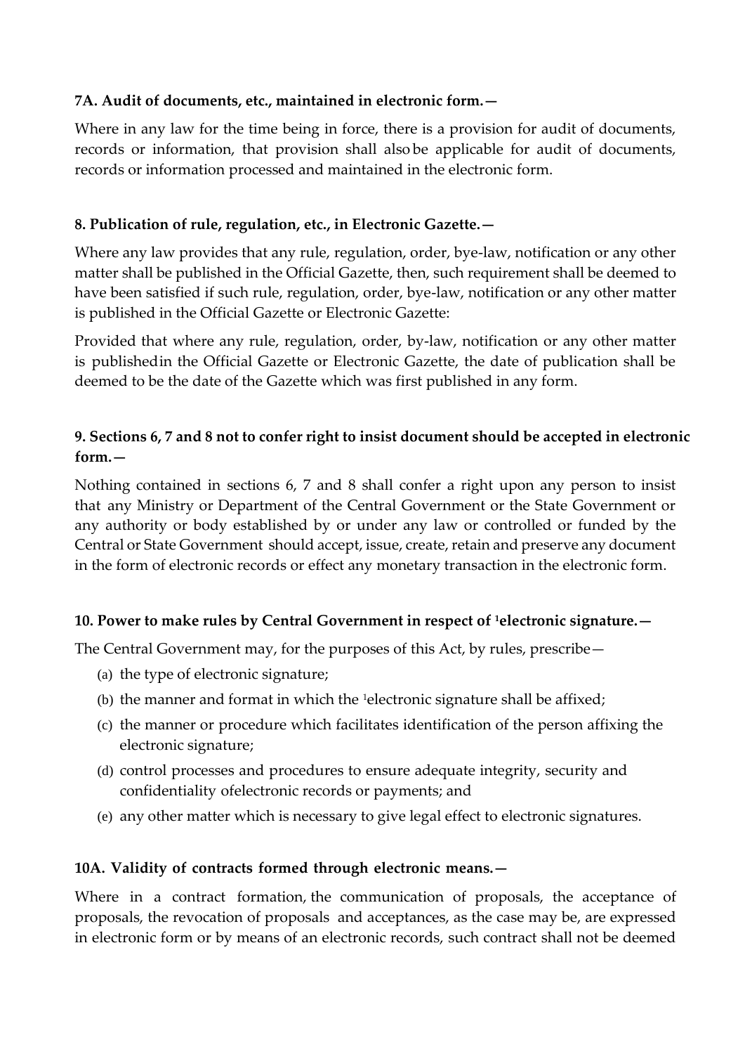**7A. Audit of documents, etc., maintained in electronic form.—**

Where in any law for the time being in force, there is a provision for audit of documents, records or information, that provision shall also be applicable for audit of documents, records or information processed and maintained in the electronic form.

**8. Publication of rule, regulation, etc., in Electronic Gazette.—**

Where any law provides that any rule, regulation, order, bye-law, notification or any other matter shall be published in the Official Gazette, then, such requirement shall be deemed to have been satisfied if such rule, regulation, order, bye-law, notification or any other matter is published in the Official Gazette or Electronic Gazette:

Provided that where any rule, regulation, order, by-law, notification or any other matter is publishedin the Official Gazette or Electronic Gazette, the date of publication shall be deemed to be the date of the Gazette which was first published in any form.

**9. Sections 6, 7 and 8 not to confer right to insist document should be accepted in electronic form.—**

Nothing contained in sections 6, 7 and 8 shall confer a right upon any person to insist that any Ministry or Department of the Central Government or the State Government or any authority or body established by or under any law or controlled or funded by the Central or State Government should accept, issue, create, retain and preserve any document in the form of electronic records or effect any monetary transaction in the electronic form.

**10. Power to make rules by Central Government in respect of [1]electronic signature.—**

The Central Government may, for the purposes of this Act, by rules, prescribe—

(a) the type of electronic signature;

(b) the manner and format in which the [1]electronic signature shall be affixed;

(c) the manner or procedure which facilitates identification of the person affixing the electronic signature;

(d) control processes and procedures to ensure adequate integrity, security and confidentiality ofelectronic records or payments; and

(e) any other matter which is necessary to give legal effect to electronic signatures.

**10A. Validity of contracts formed through electronic means.—**

Where in a contract formation, the communication of proposals, the acceptance of proposals, the revocation of proposals and acceptances, as the case may be, are expressed in electronic form or by means of an electronic records, such contract shall not be deemed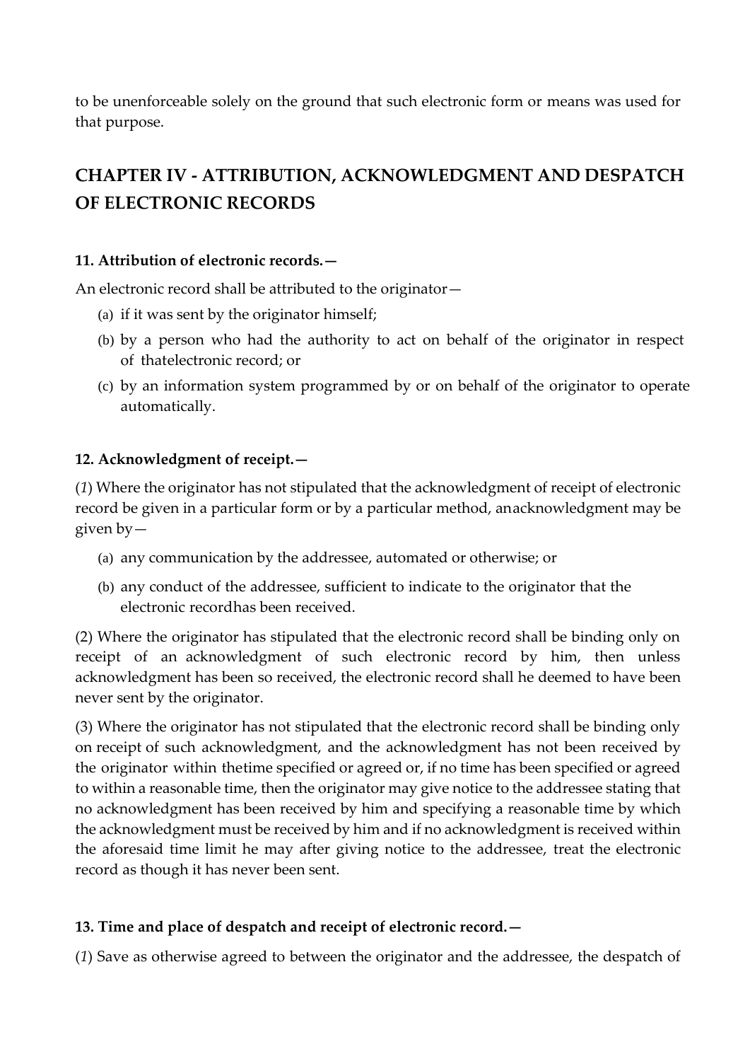to be unenforceable solely on the ground that such electronic form or means was used for that purpose.

## CHAPTER IV - ATTRIBUTION, ACKNOWLEDGMENT AND DESPATCH OF ELECTRONIC RECORDS

### 11. Attribution of electronic records.—

An electronic record shall be attributed to the originator—

(a) if it was sent by the originator himself;

(b) by a person who had the authority to act on behalf of the originator in respect of thatelectronic record; or

(c) by an information system programmed by or on behalf of the originator to operate automatically.

### 12. Acknowledgment of receipt.—

(*1*) Where the originator has not stipulated that the acknowledgment of receipt of electronic record be given in a particular form or by a particular method, anacknowledgment may be given by—

(a) any communication by the addressee, automated or otherwise; or

(b) any conduct of the addressee, sufficient to indicate to the originator that the electronic recordhas been received.

(2) Where the originator has stipulated that the electronic record shall be binding only on receipt of an acknowledgment of such electronic record by him, then unless acknowledgment has been so received, the electronic record shall he deemed to have been never sent by the originator.

(3) Where the originator has not stipulated that the electronic record shall be binding only on receipt of such acknowledgment, and the acknowledgment has not been received by the originator within thetime specified or agreed or, if no time has been specified or agreed to within a reasonable time, then the originator may give notice to the addressee stating that no acknowledgment has been received by him and specifying a reasonable time by which the acknowledgment must be received by him and if no acknowledgment is received within the aforesaid time limit he may after giving notice to the addressee, treat the electronic record as though it has never been sent.

### 13. Time and place of despatch and receipt of electronic record.—

(*1*) Save as otherwise agreed to between the originator and the addressee, the despatch of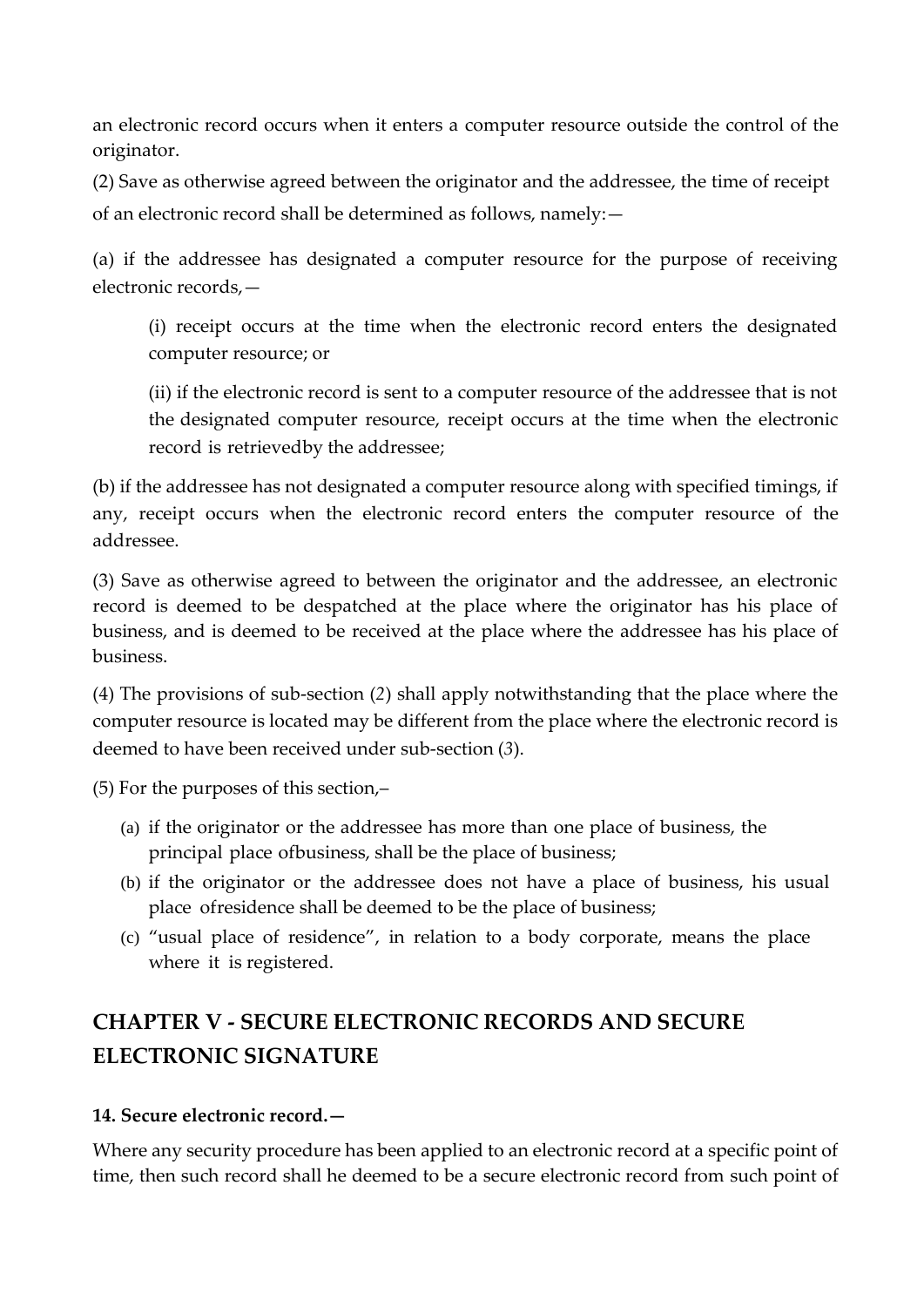an electronic record occurs when it enters a computer resource outside the control of the originator.

(2) Save as otherwise agreed between the originator and the addressee, the time of receipt of an electronic record shall be determined as follows, namely:—

(a) if the addressee has designated a computer resource for the purpose of receiving electronic records,—

(i) receipt occurs at the time when the electronic record enters the designated computer resource; or

(ii) if the electronic record is sent to a computer resource of the addressee that is not the designated computer resource, receipt occurs at the time when the electronic record is retrievedby the addressee;

(b) if the addressee has not designated a computer resource along with specified timings, if any, receipt occurs when the electronic record enters the computer resource of the addressee.

(3) Save as otherwise agreed to between the originator and the addressee, an electronic record is deemed to be despatched at the place where the originator has his place of business, and is deemed to be received at the place where the addressee has his place of business.

(4) The provisions of sub-section (*2*) shall apply notwithstanding that the place where the computer resource is located may be different from the place where the electronic record is deemed to have been received under sub-section (*3*).

(5) For the purposes of this section,–

(a) if the originator or the addressee has more than one place of business, the principal place ofbusiness, shall be the place of business;
(b) if the originator or the addressee does not have a place of business, his usual place ofresidence shall be deemed to be the place of business;
(c) "usual place of residence", in relation to a body corporate, means the place where it is registered.

## CHAPTER V - SECURE ELECTRONIC RECORDS AND SECURE ELECTRONIC SIGNATURE

**14. Secure electronic record.—**

Where any security procedure has been applied to an electronic record at a specific point of time, then such record shall he deemed to be a secure electronic record from such point of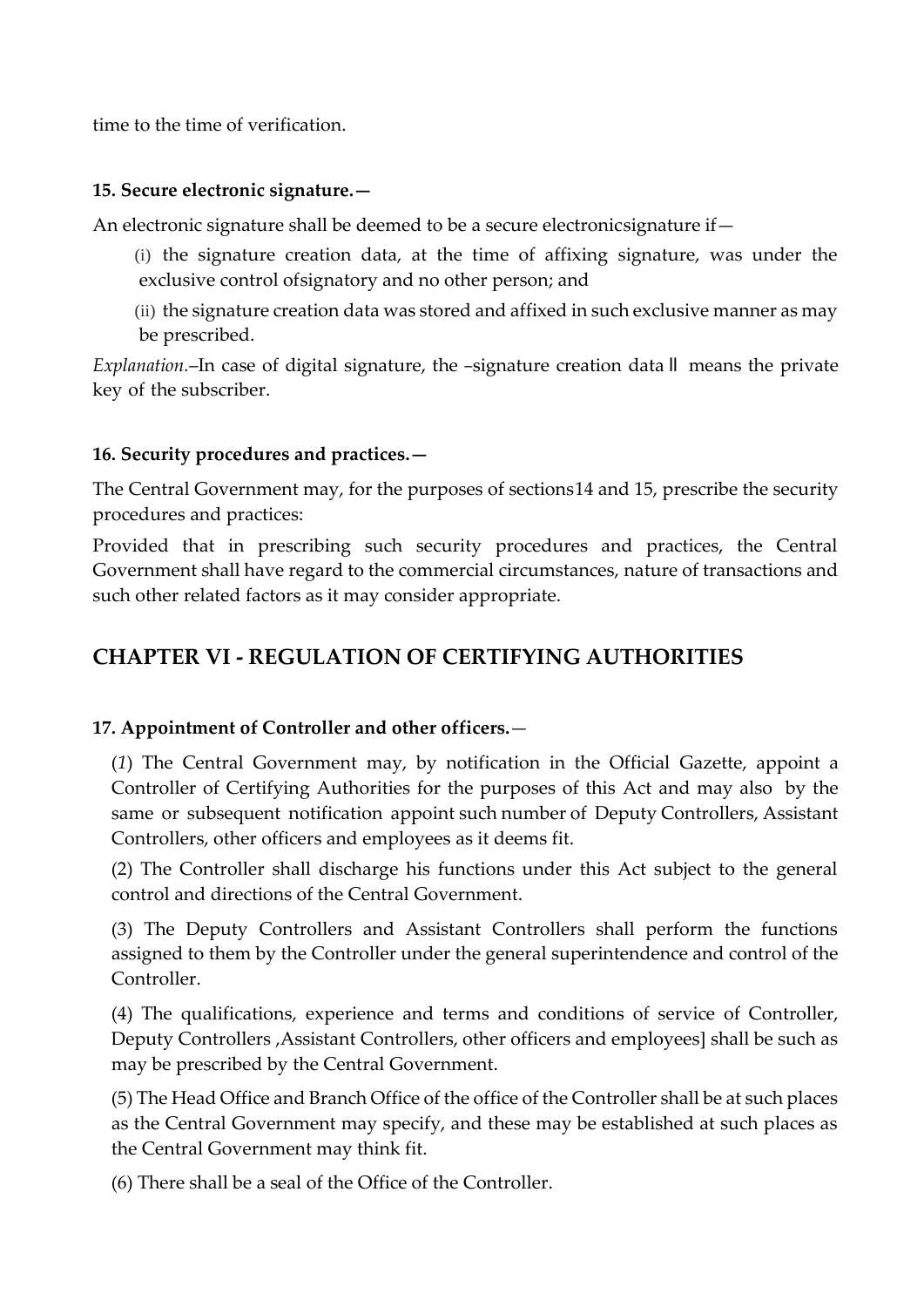time to the time of verification.

**15. Secure electronic signature.—**

An electronic signature shall be deemed to be a secure electronicsignature if—

(i) the signature creation data, at the time of affixing signature, was under the exclusive control ofsignatory and no other person; and

(ii) the signature creation data was stored and affixed in such exclusive manner as may be prescribed.

*Explanation*.–In case of digital signature, the –signature creation data‖ means the private key of the subscriber.

**16. Security procedures and practices.—**

The Central Government may, for the purposes of sections14 and 15, prescribe the security procedures and practices:

Provided that in prescribing such security procedures and practices, the Central Government shall have regard to the commercial circumstances, nature of transactions and such other related factors as it may consider appropriate.

## CHAPTER VI - REGULATION OF CERTIFYING AUTHORITIES

**17. Appointment of Controller and other officers.**—

(*1*) The Central Government may, by notification in the Official Gazette, appoint a Controller of Certifying Authorities for the purposes of this Act and may also by the same or subsequent notification appoint such number of Deputy Controllers, Assistant Controllers, other officers and employees as it deems fit.

(2) The Controller shall discharge his functions under this Act subject to the general control and directions of the Central Government.

(3) The Deputy Controllers and Assistant Controllers shall perform the functions assigned to them by the Controller under the general superintendence and control of the Controller.

(4) The qualifications, experience and terms and conditions of service of Controller, Deputy Controllers ,Assistant Controllers, other officers and employees] shall be such as may be prescribed by the Central Government.

(5) The Head Office and Branch Office of the office of the Controller shall be at such places as the Central Government may specify, and these may be established at such places as the Central Government may think fit.

(6) There shall be a seal of the Office of the Controller.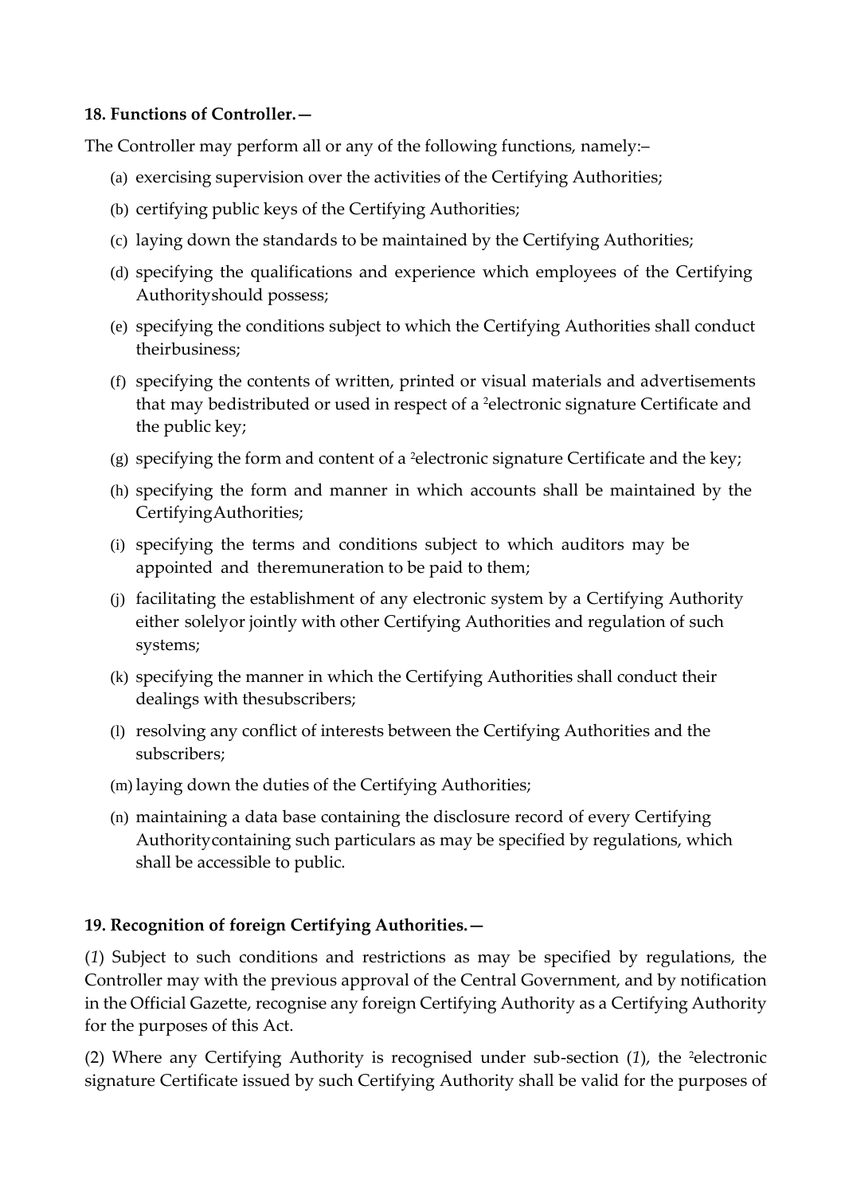**18. Functions of Controller.—**

The Controller may perform all or any of the following functions, namely:–

(a) exercising supervision over the activities of the Certifying Authorities;

(b) certifying public keys of the Certifying Authorities;

(c) laying down the standards to be maintained by the Certifying Authorities;

(d) specifying the qualifications and experience which employees of the Certifying Authorityshould possess;

(e) specifying the conditions subject to which the Certifying Authorities shall conduct theirbusiness;

(f) specifying the contents of written, printed or visual materials and advertisements that may bedistributed or used in respect of a [2]electronic signature Certificate and the public key;

(g) specifying the form and content of a [2]electronic signature Certificate and the key;

(h) specifying the form and manner in which accounts shall be maintained by the CertifyingAuthorities;

(i) specifying the terms and conditions subject to which auditors may be appointed and theremuneration to be paid to them;

(j) facilitating the establishment of any electronic system by a Certifying Authority either solelyor jointly with other Certifying Authorities and regulation of such systems;

(k) specifying the manner in which the Certifying Authorities shall conduct their dealings with thesubscribers;

(l) resolving any conflict of interests between the Certifying Authorities and the subscribers;

(m) laying down the duties of the Certifying Authorities;

(n) maintaining a data base containing the disclosure record of every Certifying Authoritycontaining such particulars as may be specified by regulations, which shall be accessible to public.

**19. Recognition of foreign Certifying Authorities.—**

(*1*) Subject to such conditions and restrictions as may be specified by regulations, the Controller may with the previous approval of the Central Government, and by notification in the Official Gazette, recognise any foreign Certifying Authority as a Certifying Authority for the purposes of this Act.

(2) Where any Certifying Authority is recognised under sub-section (*1*), the [2]electronic signature Certificate issued by such Certifying Authority shall be valid for the purposes of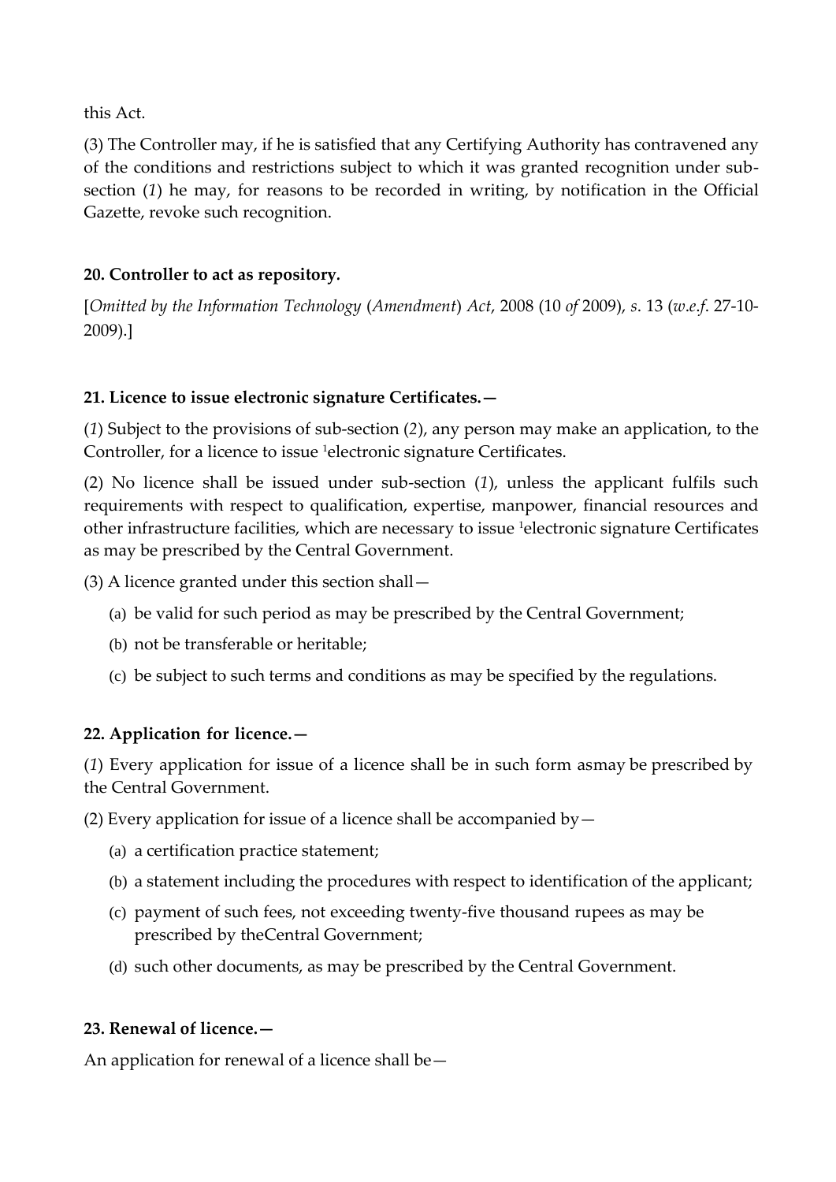this Act.

(3) The Controller may, if he is satisfied that any Certifying Authority has contravened any of the conditions and restrictions subject to which it was granted recognition under sub-section (*1*) he may, for reasons to be recorded in writing, by notification in the Official Gazette, revoke such recognition.

**20. Controller to act as repository.**

[*Omitted by the Information Technology* (*Amendment*) *Act*, 2008 (10 *of* 2009), *s*. 13 (*w.e.f*. 27-10-2009).]

**21. Licence to issue electronic signature Certificates.—**

(*1*) Subject to the provisions of sub-section (*2*), any person may make an application, to the Controller, for a licence to issue [1]electronic signature Certificates.

(2) No licence shall be issued under sub-section (*1*), unless the applicant fulfils such requirements with respect to qualification, expertise, manpower, financial resources and other infrastructure facilities, which are necessary to issue [1]electronic signature Certificates as may be prescribed by the Central Government.

(3) A licence granted under this section shall—

(a) be valid for such period as may be prescribed by the Central Government;

(b) not be transferable or heritable;

(c) be subject to such terms and conditions as may be specified by the regulations.

**22. Application for licence.—**

(*1*) Every application for issue of a licence shall be in such form asmay be prescribed by the Central Government.

(2) Every application for issue of a licence shall be accompanied by—

(a) a certification practice statement;

(b) a statement including the procedures with respect to identification of the applicant;

(c) payment of such fees, not exceeding twenty-five thousand rupees as may be prescribed by theCentral Government;

(d) such other documents, as may be prescribed by the Central Government.

**23. Renewal of licence.—**

An application for renewal of a licence shall be—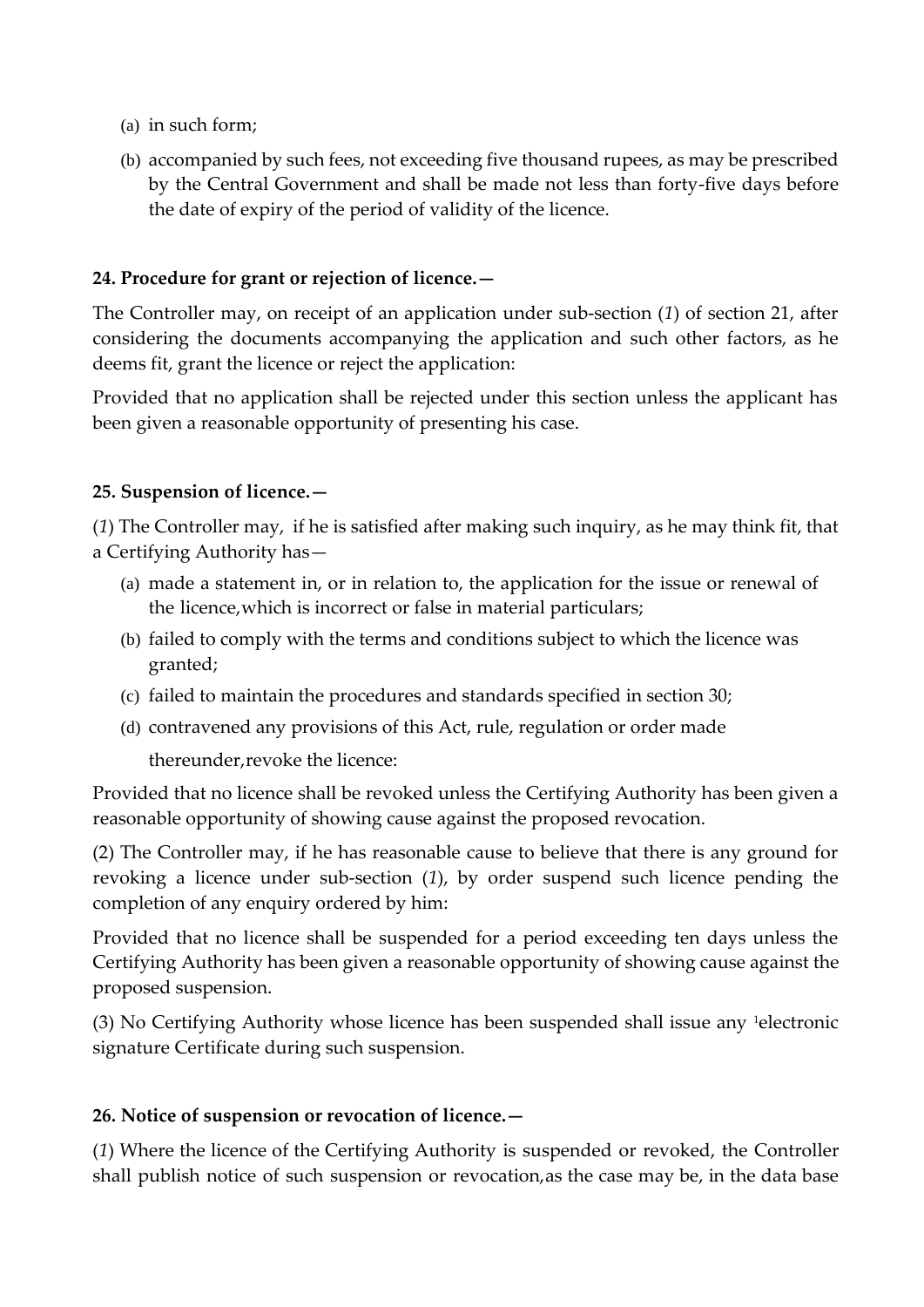(a) in such form;

(b) accompanied by such fees, not exceeding five thousand rupees, as may be prescribed by the Central Government and shall be made not less than forty-five days before the date of expiry of the period of validity of the licence.

**24. Procedure for grant or rejection of licence.—**

The Controller may, on receipt of an application under sub-section (*1*) of section 21, after considering the documents accompanying the application and such other factors, as he deems fit, grant the licence or reject the application:

Provided that no application shall be rejected under this section unless the applicant has been given a reasonable opportunity of presenting his case.

**25. Suspension of licence.—**

(*1*) The Controller may, if he is satisfied after making such inquiry, as he may think fit, that a Certifying Authority has—

(a) made a statement in, or in relation to, the application for the issue or renewal of the licence,which is incorrect or false in material particulars;

(b) failed to comply with the terms and conditions subject to which the licence was granted;

(c) failed to maintain the procedures and standards specified in section 30;

(d) contravened any provisions of this Act, rule, regulation or order made thereunder,revoke the licence:

Provided that no licence shall be revoked unless the Certifying Authority has been given a reasonable opportunity of showing cause against the proposed revocation.

(2) The Controller may, if he has reasonable cause to believe that there is any ground for revoking a licence under sub-section (*1*), by order suspend such licence pending the completion of any enquiry ordered by him:

Provided that no licence shall be suspended for a period exceeding ten days unless the Certifying Authority has been given a reasonable opportunity of showing cause against the proposed suspension.

(3) No Certifying Authority whose licence has been suspended shall issue any [1]electronic signature Certificate during such suspension.

**26. Notice of suspension or revocation of licence.—**

(*1*) Where the licence of the Certifying Authority is suspended or revoked, the Controller shall publish notice of such suspension or revocation,as the case may be, in the data base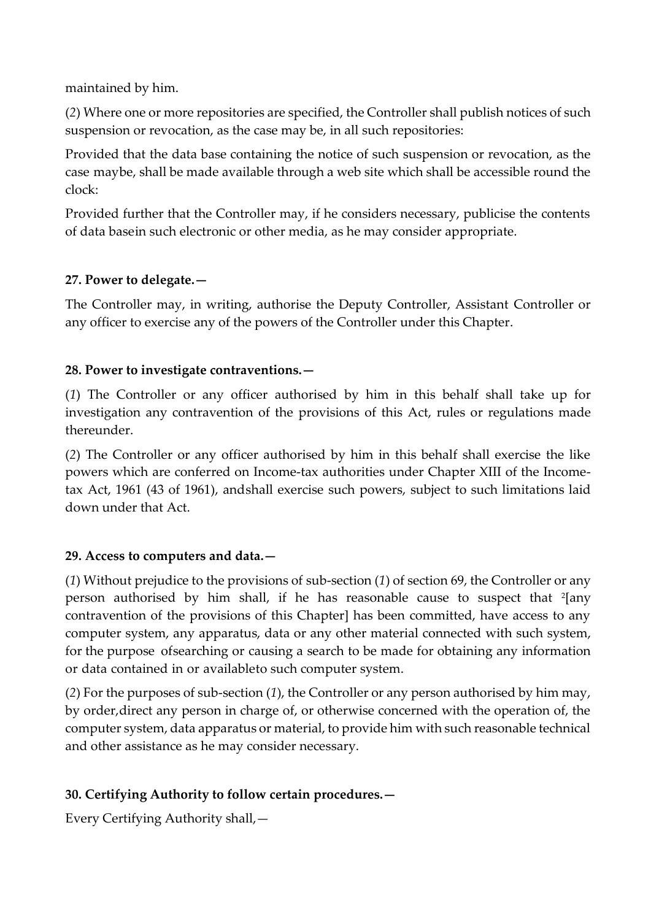maintained by him.

(*2*) Where one or more repositories are specified, the Controller shall publish notices of such suspension or revocation, as the case may be, in all such repositories:

Provided that the data base containing the notice of such suspension or revocation, as the case maybe, shall be made available through a web site which shall be accessible round the clock:

Provided further that the Controller may, if he considers necessary, publicise the contents of data basein such electronic or other media, as he may consider appropriate.

**27. Power to delegate.—**

The Controller may, in writing, authorise the Deputy Controller, Assistant Controller or any officer to exercise any of the powers of the Controller under this Chapter.

**28. Power to investigate contraventions.—**

(*1*) The Controller or any officer authorised by him in this behalf shall take up for investigation any contravention of the provisions of this Act, rules or regulations made thereunder.

(*2*) The Controller or any officer authorised by him in this behalf shall exercise the like powers which are conferred on Income-tax authorities under Chapter XIII of the Income-tax Act, 1961 (43 of 1961), andshall exercise such powers, subject to such limitations laid down under that Act.

**29. Access to computers and data.—**

(*1*) Without prejudice to the provisions of sub-section (*1*) of section 69, the Controller or any person authorised by him shall, if he has reasonable cause to suspect that [2][any contravention of the provisions of this Chapter] has been committed, have access to any computer system, any apparatus, data or any other material connected with such system, for the purpose ofsearching or causing a search to be made for obtaining any information or data contained in or availableto such computer system.

(*2*) For the purposes of sub-section (*1*), the Controller or any person authorised by him may, by order,direct any person in charge of, or otherwise concerned with the operation of, the computer system, data apparatus or material, to provide him with such reasonable technical and other assistance as he may consider necessary.

**30. Certifying Authority to follow certain procedures.—**

Every Certifying Authority shall,—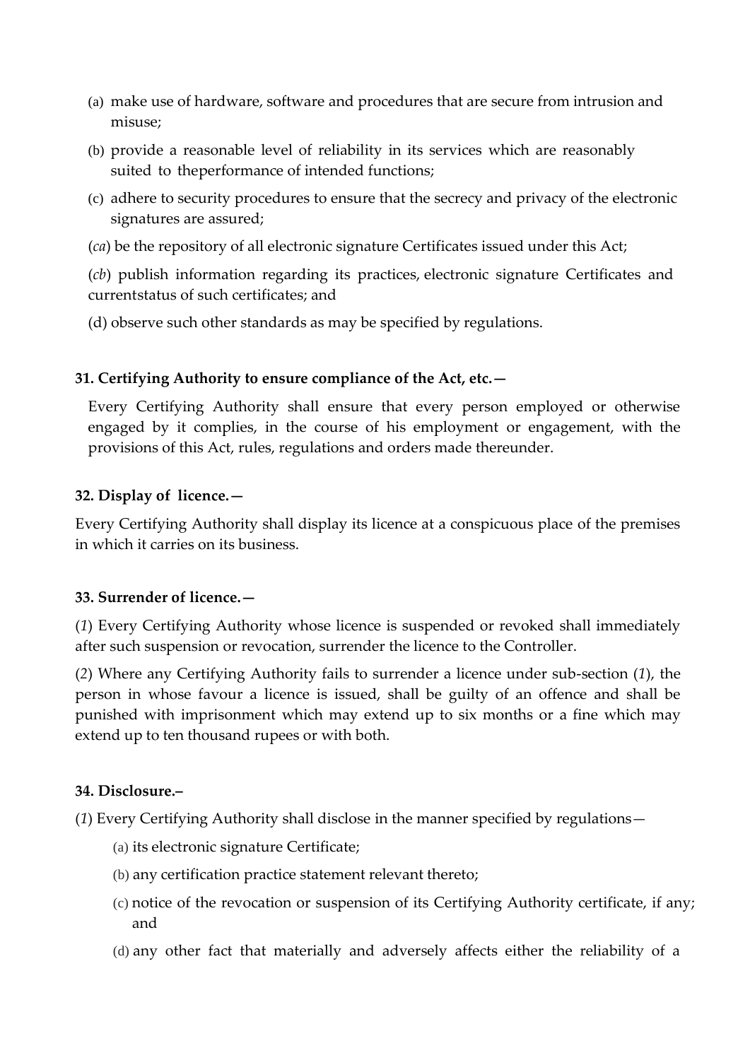(a) make use of hardware, software and procedures that are secure from intrusion and misuse;

(b) provide a reasonable level of reliability in its services which are reasonably suited to theperformance of intended functions;

(c) adhere to security procedures to ensure that the secrecy and privacy of the electronic signatures are assured;

(*ca*) be the repository of all electronic signature Certificates issued under this Act;

(*cb*) publish information regarding its practices, electronic signature Certificates and currentstatus of such certificates; and

(d) observe such other standards as may be specified by regulations.

**31. Certifying Authority to ensure compliance of the Act, etc.—**

Every Certifying Authority shall ensure that every person employed or otherwise engaged by it complies, in the course of his employment or engagement, with the provisions of this Act, rules, regulations and orders made thereunder.

**32. Display of licence.—**

Every Certifying Authority shall display its licence at a conspicuous place of the premises in which it carries on its business.

**33. Surrender of licence.—**

(*1*) Every Certifying Authority whose licence is suspended or revoked shall immediately after such suspension or revocation, surrender the licence to the Controller.

(*2*) Where any Certifying Authority fails to surrender a licence under sub-section (*1*), the person in whose favour a licence is issued, shall be guilty of an offence and shall be punished with imprisonment which may extend up to six months or a fine which may extend up to ten thousand rupees or with both.

**34. Disclosure.–**

(*1*) Every Certifying Authority shall disclose in the manner specified by regulations—

(a) its electronic signature Certificate;

(b) any certification practice statement relevant thereto;

(c) notice of the revocation or suspension of its Certifying Authority certificate, if any; and

(d) any other fact that materially and adversely affects either the reliability of a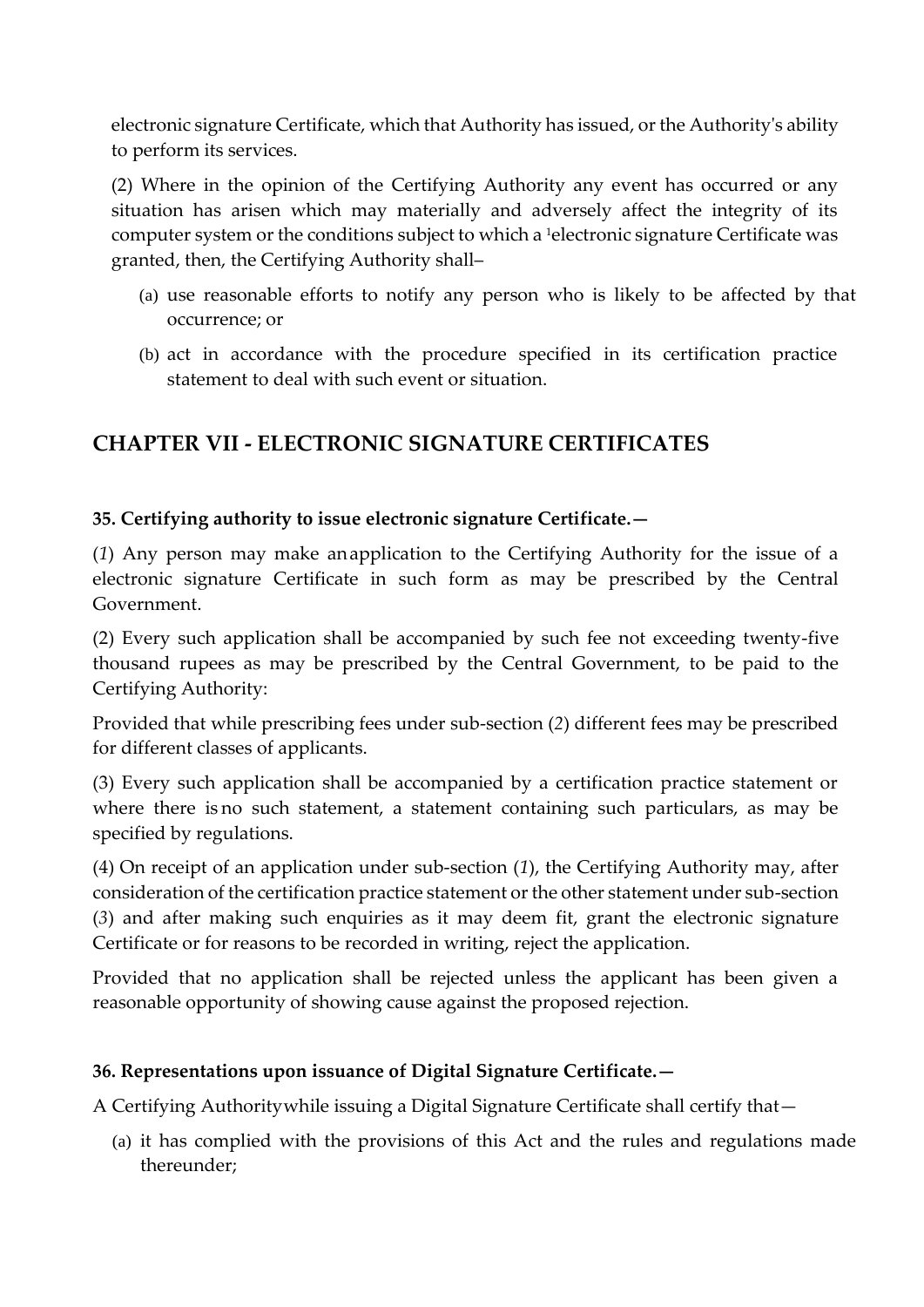electronic signature Certificate, which that Authority has issued, or the Authority's ability to perform its services.

(2) Where in the opinion of the Certifying Authority any event has occurred or any situation has arisen which may materially and adversely affect the integrity of its computer system or the conditions subject to which a [1]electronic signature Certificate was granted, then, the Certifying Authority shall–

(a) use reasonable efforts to notify any person who is likely to be affected by that occurrence; or

(b) act in accordance with the procedure specified in its certification practice statement to deal with such event or situation.

## CHAPTER VII - ELECTRONIC SIGNATURE CERTIFICATES

### 35. Certifying authority to issue electronic signature Certificate.—

(*1*) Any person may make an application to the Certifying Authority for the issue of a electronic signature Certificate in such form as may be prescribed by the Central Government.

(2) Every such application shall be accompanied by such fee not exceeding twenty-five thousand rupees as may be prescribed by the Central Government, to be paid to the Certifying Authority:

Provided that while prescribing fees under sub-section (*2*) different fees may be prescribed for different classes of applicants.

(3) Every such application shall be accompanied by a certification practice statement or where there is no such statement, a statement containing such particulars, as may be specified by regulations.

(4) On receipt of an application under sub-section (*1*), the Certifying Authority may, after consideration of the certification practice statement or the other statement under sub-section (*3*) and after making such enquiries as it may deem fit, grant the electronic signature Certificate or for reasons to be recorded in writing, reject the application.

Provided that no application shall be rejected unless the applicant has been given a reasonable opportunity of showing cause against the proposed rejection.

### 36. Representations upon issuance of Digital Signature Certificate.—

A Certifying Authority while issuing a Digital Signature Certificate shall certify that—

(a) it has complied with the provisions of this Act and the rules and regulations made thereunder;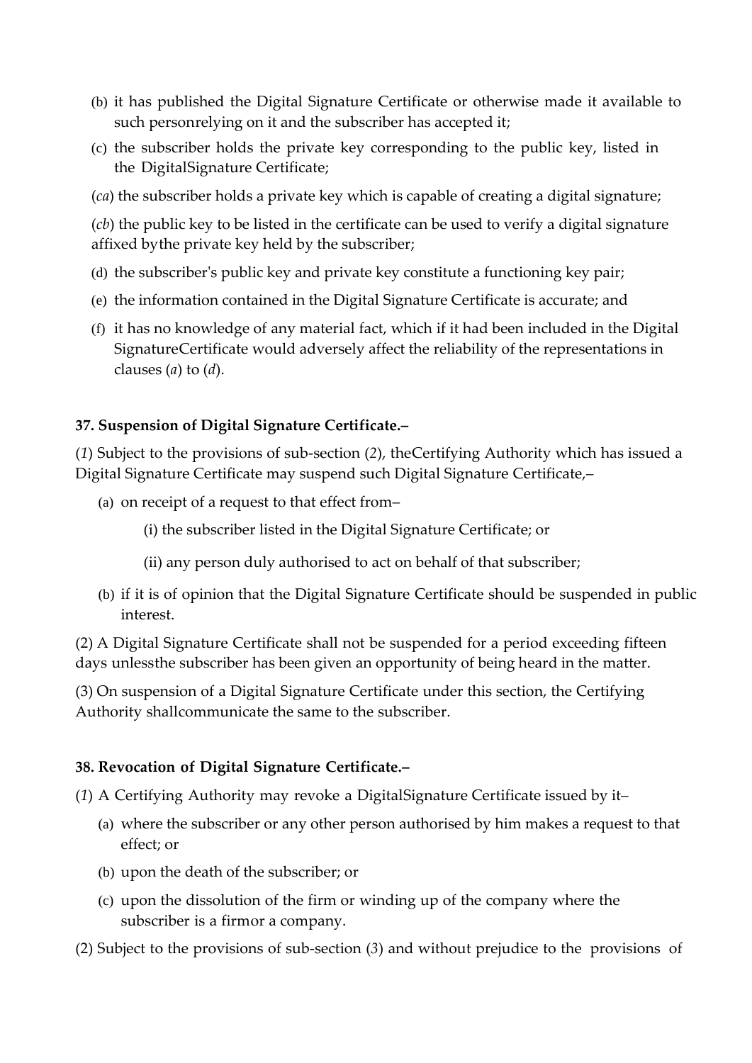(b) it has published the Digital Signature Certificate or otherwise made it available to such personrelying on it and the subscriber has accepted it;

(c) the subscriber holds the private key corresponding to the public key, listed in the DigitalSignature Certificate;

(*ca*) the subscriber holds a private key which is capable of creating a digital signature;

(*cb*) the public key to be listed in the certificate can be used to verify a digital signature affixed bythe private key held by the subscriber;

(d) the subscriber's public key and private key constitute a functioning key pair;

(e) the information contained in the Digital Signature Certificate is accurate; and

(f) it has no knowledge of any material fact, which if it had been included in the Digital SignatureCertificate would adversely affect the reliability of the representations in clauses (*a*) to (*d*).

**37. Suspension of Digital Signature Certificate.–**

(*1*) Subject to the provisions of sub-section (*2*), theCertifying Authority which has issued a Digital Signature Certificate may suspend such Digital Signature Certificate,–

(a) on receipt of a request to that effect from–

(i) the subscriber listed in the Digital Signature Certificate; or

(ii) any person duly authorised to act on behalf of that subscriber;

(b) if it is of opinion that the Digital Signature Certificate should be suspended in public interest.

(2) A Digital Signature Certificate shall not be suspended for a period exceeding fifteen days unlessthe subscriber has been given an opportunity of being heard in the matter.

(3) On suspension of a Digital Signature Certificate under this section, the Certifying Authority shallcommunicate the same to the subscriber.

**38. Revocation of Digital Signature Certificate.–**

(*1*) A Certifying Authority may revoke a DigitalSignature Certificate issued by it–

(a) where the subscriber or any other person authorised by him makes a request to that effect; or

(b) upon the death of the subscriber; or

(c) upon the dissolution of the firm or winding up of the company where the subscriber is a firmor a company.

(2) Subject to the provisions of sub-section (*3*) and without prejudice to the provisions of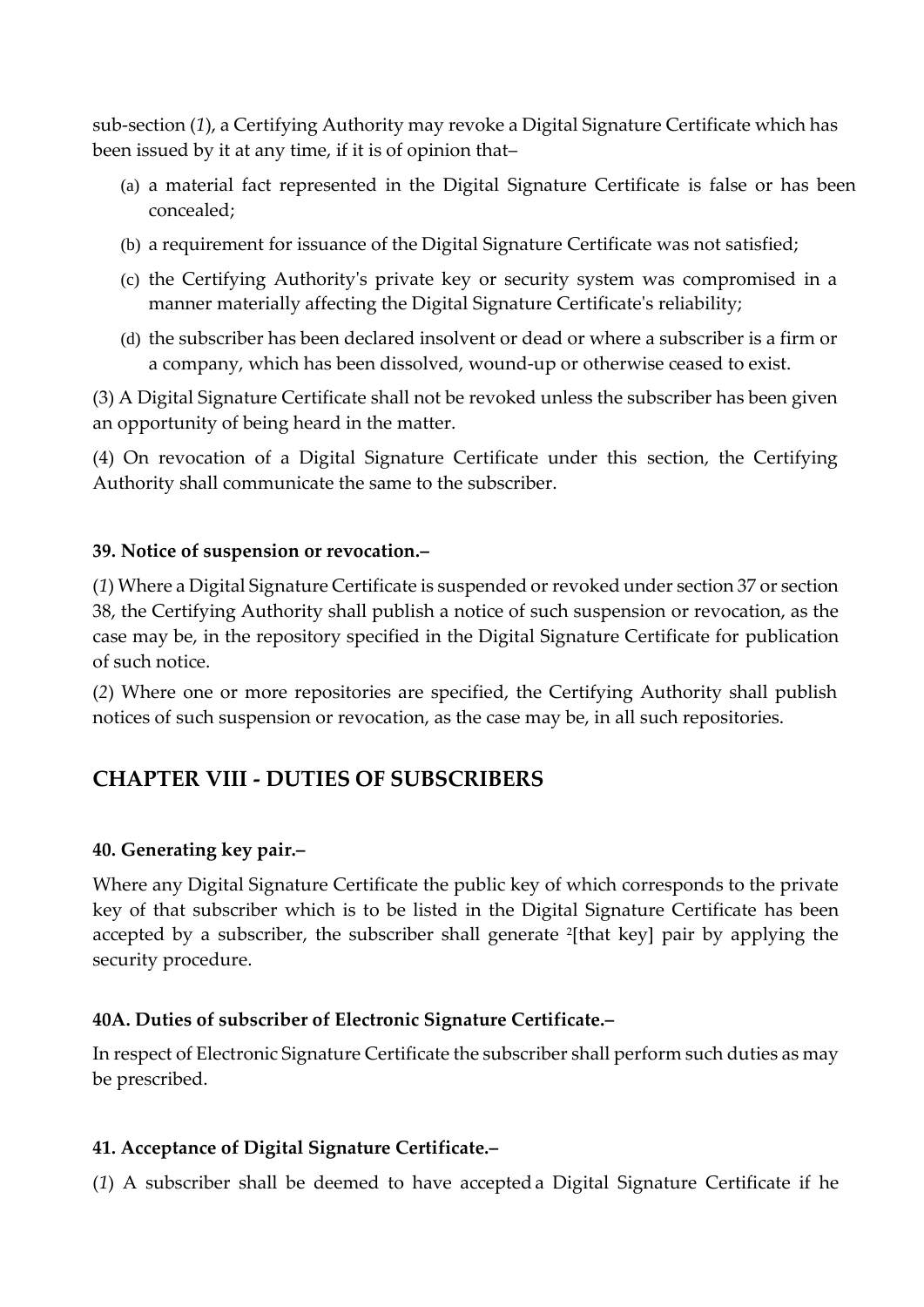sub-section (*1*), a Certifying Authority may revoke a Digital Signature Certificate which has been issued by it at any time, if it is of opinion that–

(a) a material fact represented in the Digital Signature Certificate is false or has been concealed;

(b) a requirement for issuance of the Digital Signature Certificate was not satisfied;

(c) the Certifying Authority's private key or security system was compromised in a manner materially affecting the Digital Signature Certificate's reliability;

(d) the subscriber has been declared insolvent or dead or where a subscriber is a firm or a company, which has been dissolved, wound-up or otherwise ceased to exist.

(3) A Digital Signature Certificate shall not be revoked unless the subscriber has been given an opportunity of being heard in the matter.

(4) On revocation of a Digital Signature Certificate under this section, the Certifying Authority shall communicate the same to the subscriber.

#### 39. Notice of suspension or revocation.–

(*1*) Where a Digital Signature Certificate is suspended or revoked under section 37 or section 38, the Certifying Authority shall publish a notice of such suspension or revocation, as the case may be, in the repository specified in the Digital Signature Certificate for publication of such notice.

(*2*) Where one or more repositories are specified, the Certifying Authority shall publish notices of such suspension or revocation, as the case may be, in all such repositories.

## CHAPTER VIII - DUTIES OF SUBSCRIBERS

#### 40. Generating key pair.–

Where any Digital Signature Certificate the public key of which corresponds to the private key of that subscriber which is to be listed in the Digital Signature Certificate has been accepted by a subscriber, the subscriber shall generate [2][that key] pair by applying the security procedure.

#### 40A. Duties of subscriber of Electronic Signature Certificate.–

In respect of Electronic Signature Certificate the subscriber shall perform such duties as may be prescribed.

#### 41. Acceptance of Digital Signature Certificate.–

(*1*) A subscriber shall be deemed to have accepted a Digital Signature Certificate if he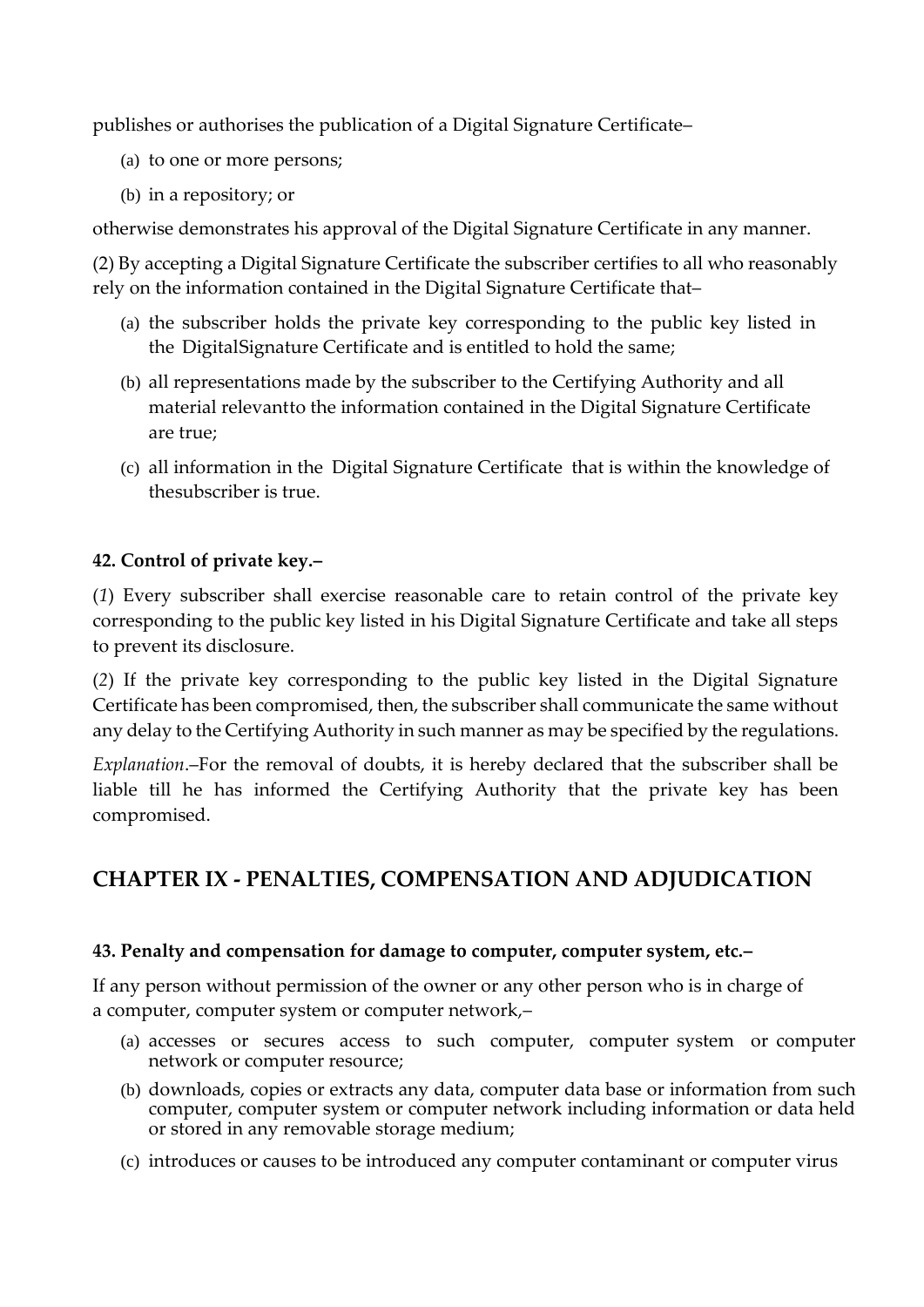publishes or authorises the publication of a Digital Signature Certificate–

(a) to one or more persons;

(b) in a repository; or

otherwise demonstrates his approval of the Digital Signature Certificate in any manner.

(2) By accepting a Digital Signature Certificate the subscriber certifies to all who reasonably rely on the information contained in the Digital Signature Certificate that–

(a) the subscriber holds the private key corresponding to the public key listed in the DigitalSignature Certificate and is entitled to hold the same;

(b) all representations made by the subscriber to the Certifying Authority and all material relevantto the information contained in the Digital Signature Certificate are true;

(c) all information in the Digital Signature Certificate that is within the knowledge of thesubscriber is true.

**42. Control of private key.–**

(*1*) Every subscriber shall exercise reasonable care to retain control of the private key corresponding to the public key listed in his Digital Signature Certificate and take all steps to prevent its disclosure.

(*2*) If the private key corresponding to the public key listed in the Digital Signature Certificate has been compromised, then, the subscriber shall communicate the same without any delay to the Certifying Authority in such manner as may be specified by the regulations.

*Explanation*.–For the removal of doubts, it is hereby declared that the subscriber shall be liable till he has informed the Certifying Authority that the private key has been compromised.

## CHAPTER IX - PENALTIES, COMPENSATION AND ADJUDICATION

**43. Penalty and compensation for damage to computer, computer system, etc.–**

If any person without permission of the owner or any other person who is in charge of a computer, computer system or computer network,–

(a) accesses or secures access to such computer, computer system or computer network or computer resource;

(b) downloads, copies or extracts any data, computer data base or information from such computer, computer system or computer network including information or data held or stored in any removable storage medium;

(c) introduces or causes to be introduced any computer contaminant or computer virus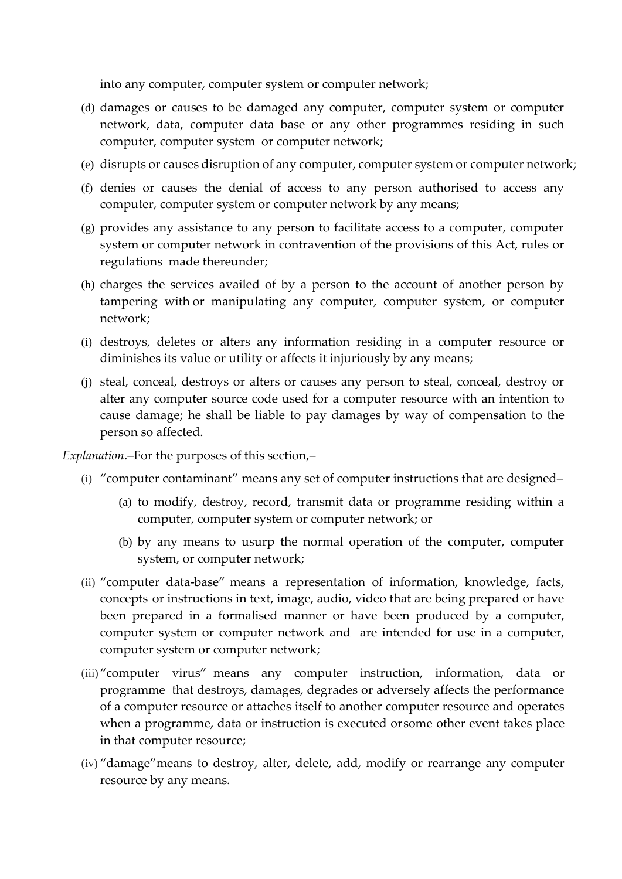into any computer, computer system or computer network;

(d) damages or causes to be damaged any computer, computer system or computer network, data, computer data base or any other programmes residing in such computer, computer system or computer network;

(e) disrupts or causes disruption of any computer, computer system or computer network;

(f) denies or causes the denial of access to any person authorised to access any computer, computer system or computer network by any means;

(g) provides any assistance to any person to facilitate access to a computer, computer system or computer network in contravention of the provisions of this Act, rules or regulations made thereunder;

(h) charges the services availed of by a person to the account of another person by tampering with or manipulating any computer, computer system, or computer network;

(i) destroys, deletes or alters any information residing in a computer resource or diminishes its value or utility or affects it injuriously by any means;

(j) steal, conceal, destroys or alters or causes any person to steal, conceal, destroy or alter any computer source code used for a computer resource with an intention to cause damage; he shall be liable to pay damages by way of compensation to the person so affected.

*Explanation*.–For the purposes of this section,–

(i) "computer contaminant" means any set of computer instructions that are designed–

  (a) to modify, destroy, record, transmit data or programme residing within a computer, computer system or computer network; or

  (b) by any means to usurp the normal operation of the computer, computer system, or computer network;

(ii) "computer data-base" means a representation of information, knowledge, facts, concepts or instructions in text, image, audio, video that are being prepared or have been prepared in a formalised manner or have been produced by a computer, computer system or computer network and are intended for use in a computer, computer system or computer network;

(iii) "computer virus" means any computer instruction, information, data or programme that destroys, damages, degrades or adversely affects the performance of a computer resource or attaches itself to another computer resource and operates when a programme, data or instruction is executed orsome other event takes place in that computer resource;

(iv) "damage"means to destroy, alter, delete, add, modify or rearrange any computer resource by any means.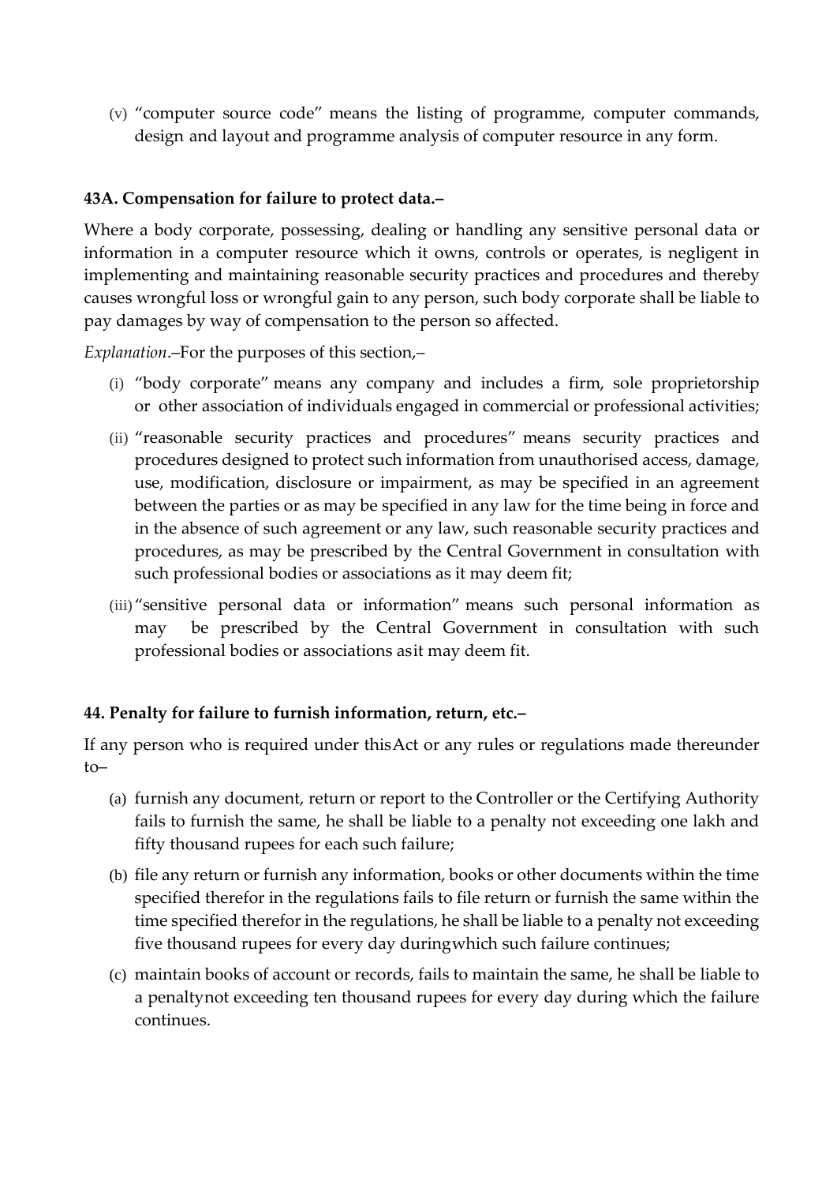(v) "computer source code" means the listing of programme, computer commands, design and layout and programme analysis of computer resource in any form.

**43A. Compensation for failure to protect data.–**

Where a body corporate, possessing, dealing or handling any sensitive personal data or information in a computer resource which it owns, controls or operates, is negligent in implementing and maintaining reasonable security practices and procedures and thereby causes wrongful loss or wrongful gain to any person, such body corporate shall be liable to pay damages by way of compensation to the person so affected.

*Explanation*.–For the purposes of this section,–

(i) "body corporate" means any company and includes a firm, sole proprietorship or other association of individuals engaged in commercial or professional activities;

(ii) "reasonable security practices and procedures" means security practices and procedures designed to protect such information from unauthorised access, damage, use, modification, disclosure or impairment, as may be specified in an agreement between the parties or as may be specified in any law for the time being in force and in the absence of such agreement or any law, such reasonable security practices and procedures, as may be prescribed by the Central Government in consultation with such professional bodies or associations as it may deem fit;

(iii) "sensitive personal data or information" means such personal information as may be prescribed by the Central Government in consultation with such professional bodies or associations asit may deem fit.

**44. Penalty for failure to furnish information, return, etc.–**

If any person who is required under thisAct or any rules or regulations made thereunder to–

(a) furnish any document, return or report to the Controller or the Certifying Authority fails to furnish the same, he shall be liable to a penalty not exceeding one lakh and fifty thousand rupees for each such failure;

(b) file any return or furnish any information, books or other documents within the time specified therefor in the regulations fails to file return or furnish the same within the time specified therefor in the regulations, he shall be liable to a penalty not exceeding five thousand rupees for every day duringwhich such failure continues;

(c) maintain books of account or records, fails to maintain the same, he shall be liable to a penaltynot exceeding ten thousand rupees for every day during which the failure continues.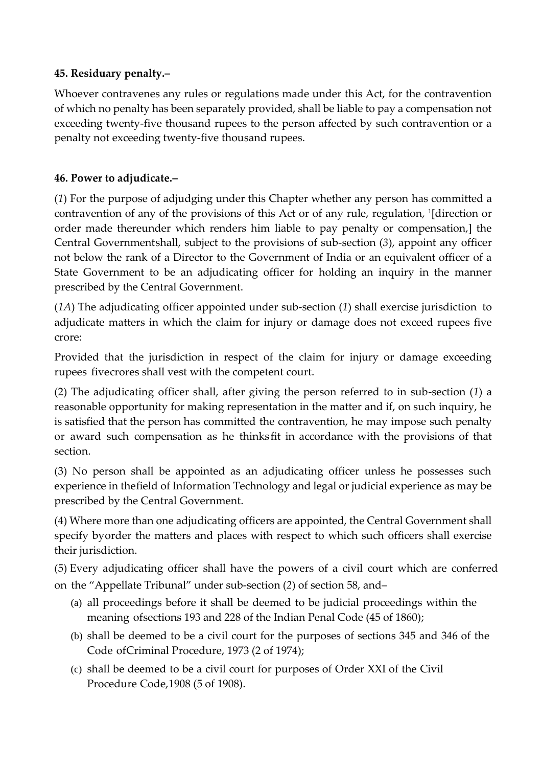**45. Residuary penalty.–**

Whoever contravenes any rules or regulations made under this Act, for the contravention of which no penalty has been separately provided, shall be liable to pay a compensation not exceeding twenty-five thousand rupees to the person affected by such contravention or a penalty not exceeding twenty-five thousand rupees.

**46. Power to adjudicate.–**

(*1*) For the purpose of adjudging under this Chapter whether any person has committed a contravention of any of the provisions of this Act or of any rule, regulation, [1][direction or order made thereunder which renders him liable to pay penalty or compensation,] the Central Governmentshall, subject to the provisions of sub-section (*3*), appoint any officer not below the rank of a Director to the Government of India or an equivalent officer of a State Government to be an adjudicating officer for holding an inquiry in the manner prescribed by the Central Government.

(*1A*) The adjudicating officer appointed under sub-section (*1*) shall exercise jurisdiction to adjudicate matters in which the claim for injury or damage does not exceed rupees five crore:

Provided that the jurisdiction in respect of the claim for injury or damage exceeding rupees fivecrores shall vest with the competent court.

(2) The adjudicating officer shall, after giving the person referred to in sub-section (*1*) a reasonable opportunity for making representation in the matter and if, on such inquiry, he is satisfied that the person has committed the contravention, he may impose such penalty or award such compensation as he thinksfit in accordance with the provisions of that section.

(3) No person shall be appointed as an adjudicating officer unless he possesses such experience in thefield of Information Technology and legal or judicial experience as may be prescribed by the Central Government.

(4) Where more than one adjudicating officers are appointed, the Central Government shall specify byorder the matters and places with respect to which such officers shall exercise their jurisdiction.

(5) Every adjudicating officer shall have the powers of a civil court which are conferred on the "Appellate Tribunal" under sub-section (*2*) of section 58, and–

(a) all proceedings before it shall be deemed to be judicial proceedings within the meaning ofsections 193 and 228 of the Indian Penal Code (45 of 1860);

(b) shall be deemed to be a civil court for the purposes of sections 345 and 346 of the Code ofCriminal Procedure, 1973 (2 of 1974);

(c) shall be deemed to be a civil court for purposes of Order XXI of the Civil Procedure Code,1908 (5 of 1908).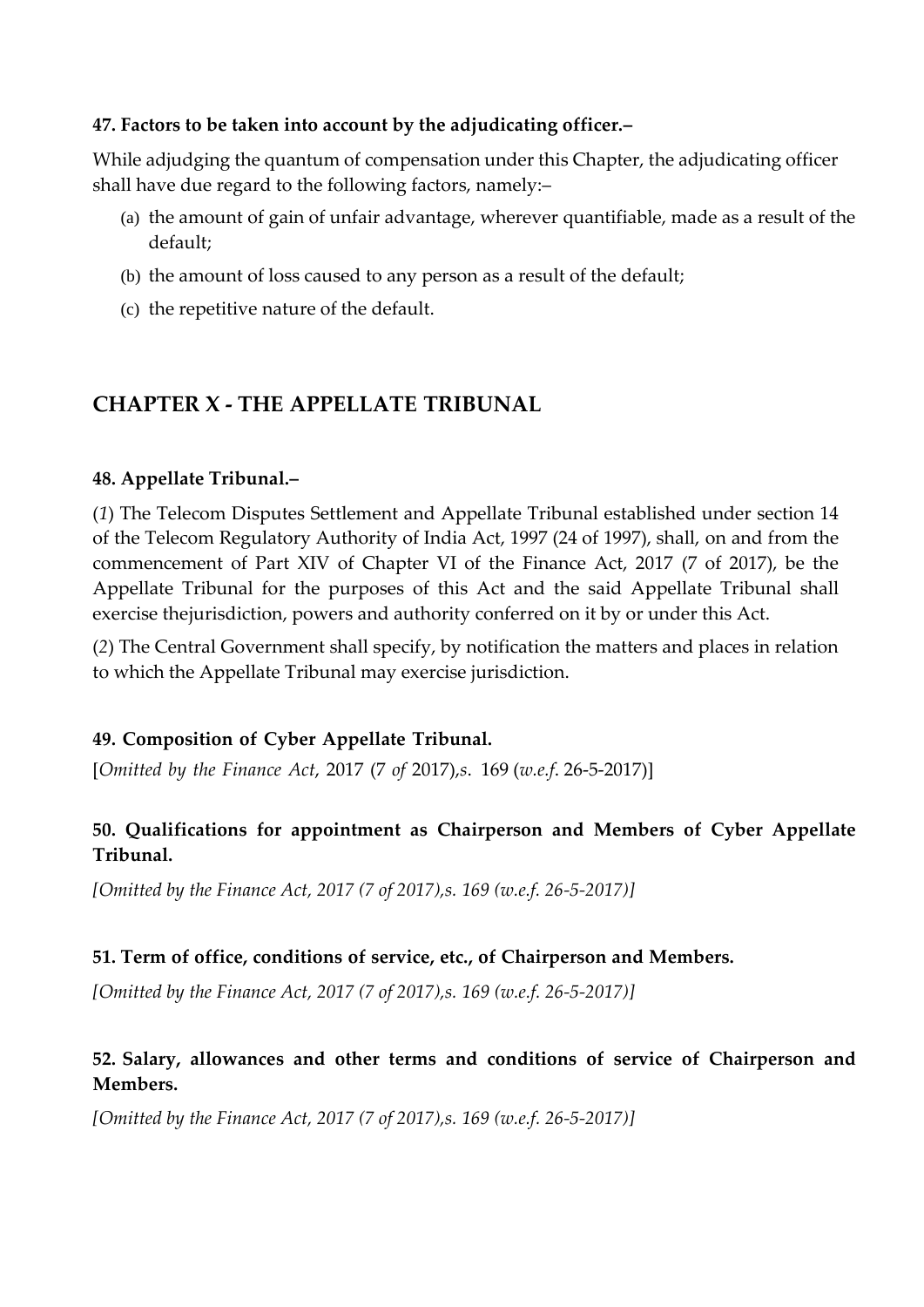**47. Factors to be taken into account by the adjudicating officer.–**

While adjudging the quantum of compensation under this Chapter, the adjudicating officer shall have due regard to the following factors, namely:–

(a) the amount of gain of unfair advantage, wherever quantifiable, made as a result of the default;

(b) the amount of loss caused to any person as a result of the default;

(c) the repetitive nature of the default.

## CHAPTER X - THE APPELLATE TRIBUNAL

**48. Appellate Tribunal.–**

(*1*) The Telecom Disputes Settlement and Appellate Tribunal established under section 14 of the Telecom Regulatory Authority of India Act, 1997 (24 of 1997), shall, on and from the commencement of Part XIV of Chapter VI of the Finance Act, 2017 (7 of 2017), be the Appellate Tribunal for the purposes of this Act and the said Appellate Tribunal shall exercise thejurisdiction, powers and authority conferred on it by or under this Act.

(*2*) The Central Government shall specify, by notification the matters and places in relation to which the Appellate Tribunal may exercise jurisdiction.

**49. Composition of Cyber Appellate Tribunal.**

[*Omitted by the Finance Act*, 2017 (7 *of* 2017),*s*. 169 (*w.e.f.* 26-5-2017)]

**50. Qualifications for appointment as Chairperson and Members of Cyber Appellate Tribunal.**

*[Omitted by the Finance Act, 2017 (7 of 2017),s. 169 (w.e.f. 26-5-2017)]*

**51. Term of office, conditions of service, etc., of Chairperson and Members.**

*[Omitted by the Finance Act, 2017 (7 of 2017),s. 169 (w.e.f. 26-5-2017)]*

**52. Salary, allowances and other terms and conditions of service of Chairperson and Members.**

*[Omitted by the Finance Act, 2017 (7 of 2017),s. 169 (w.e.f. 26-5-2017)]*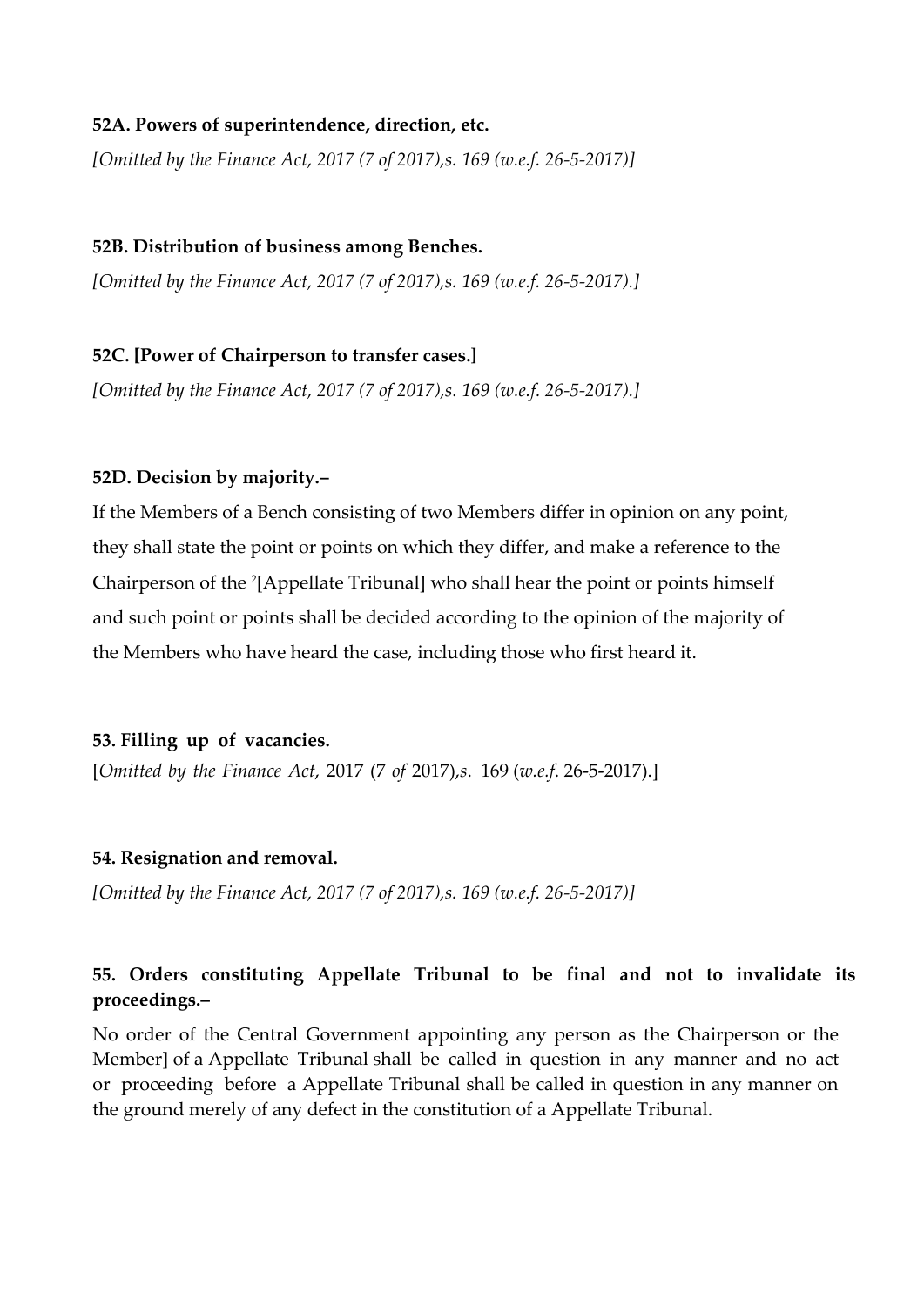**52A. Powers of superintendence, direction, etc.**

*[Omitted by the Finance Act, 2017 (7 of 2017),s. 169 (w.e.f. 26-5-2017)]*

**52B. Distribution of business among Benches.**

*[Omitted by the Finance Act, 2017 (7 of 2017),s. 169 (w.e.f. 26-5-2017).]*

**52C. [Power of Chairperson to transfer cases.]**

*[Omitted by the Finance Act, 2017 (7 of 2017),s. 169 (w.e.f. 26-5-2017).]*

**52D. Decision by majority.–**

If the Members of a Bench consisting of two Members differ in opinion on any point, they shall state the point or points on which they differ, and make a reference to the Chairperson of the [2][Appellate Tribunal] who shall hear the point or points himself and such point or points shall be decided according to the opinion of the majority of the Members who have heard the case, including those who first heard it.

**53. Filling up of vacancies.**

[*Omitted by the Finance Act,* 2017 (7 *of* 2017),*s.* 169 (*w.e.f.* 26-5-2017).]

**54. Resignation and removal.**

*[Omitted by the Finance Act, 2017 (7 of 2017),s. 169 (w.e.f. 26-5-2017)]*

**55. Orders constituting Appellate Tribunal to be final and not to invalidate its proceedings.–**

No order of the Central Government appointing any person as the Chairperson or the Member] of a Appellate Tribunal shall be called in question in any manner and no act or proceeding before a Appellate Tribunal shall be called in question in any manner on the ground merely of any defect in the constitution of a Appellate Tribunal.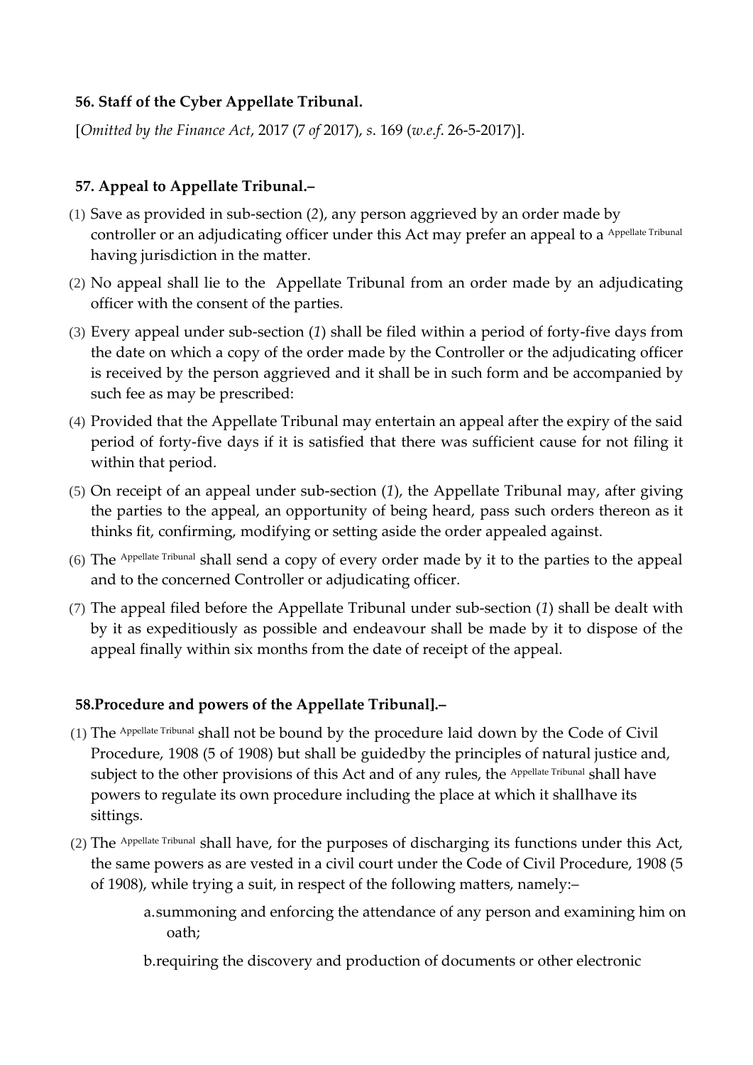**56. Staff of the Cyber Appellate Tribunal.**

[*Omitted by the Finance Act*, 2017 (7 *of* 2017), *s*. 169 (*w.e.f*. 26-5-2017)].

**57. Appeal to Appellate Tribunal.–**

(1) Save as provided in sub-section (*2*), any person aggrieved by an order made by controller or an adjudicating officer under this Act may prefer an appeal to a Appellate Tribunal having jurisdiction in the matter.

(2) No appeal shall lie to the Appellate Tribunal from an order made by an adjudicating officer with the consent of the parties.

(3) Every appeal under sub-section (*1*) shall be filed within a period of forty-five days from the date on which a copy of the order made by the Controller or the adjudicating officer is received by the person aggrieved and it shall be in such form and be accompanied by such fee as may be prescribed:

(4) Provided that the Appellate Tribunal may entertain an appeal after the expiry of the said period of forty-five days if it is satisfied that there was sufficient cause for not filing it within that period.

(5) On receipt of an appeal under sub-section (*1*), the Appellate Tribunal may, after giving the parties to the appeal, an opportunity of being heard, pass such orders thereon as it thinks fit, confirming, modifying or setting aside the order appealed against.

(6) The Appellate Tribunal shall send a copy of every order made by it to the parties to the appeal and to the concerned Controller or adjudicating officer.

(7) The appeal filed before the Appellate Tribunal under sub-section (*1*) shall be dealt with by it as expeditiously as possible and endeavour shall be made by it to dispose of the appeal finally within six months from the date of receipt of the appeal.

**58.Procedure and powers of the Appellate Tribunal].–**

(1) The Appellate Tribunal shall not be bound by the procedure laid down by the Code of Civil Procedure, 1908 (5 of 1908) but shall be guidedby the principles of natural justice and, subject to the other provisions of this Act and of any rules, the Appellate Tribunal shall have powers to regulate its own procedure including the place at which it shallhave its sittings.

(2) The Appellate Tribunal shall have, for the purposes of discharging its functions under this Act, the same powers as are vested in a civil court under the Code of Civil Procedure, 1908 (5 of 1908), while trying a suit, in respect of the following matters, namely:–

a. summoning and enforcing the attendance of any person and examining him on oath;

b. requiring the discovery and production of documents or other electronic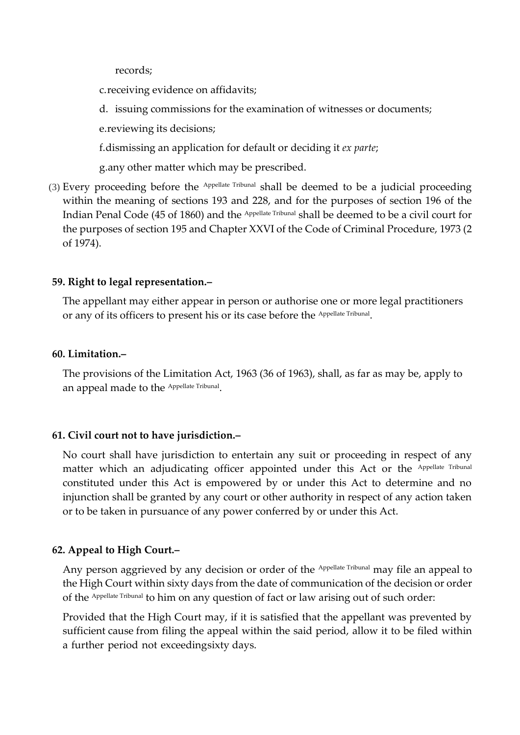records;

c. receiving evidence on affidavits;

d. issuing commissions for the examination of witnesses or documents;

e. reviewing its decisions;

f. dismissing an application for default or deciding it *ex parte*;

g. any other matter which may be prescribed.

(3) Every proceeding before the Appellate Tribunal shall be deemed to be a judicial proceeding within the meaning of sections 193 and 228, and for the purposes of section 196 of the Indian Penal Code (45 of 1860) and the Appellate Tribunal shall be deemed to be a civil court for the purposes of section 195 and Chapter XXVI of the Code of Criminal Procedure, 1973 (2 of 1974).

**59. Right to legal representation.–**

The appellant may either appear in person or authorise one or more legal practitioners or any of its officers to present his or its case before the Appellate Tribunal.

**60. Limitation.–**

The provisions of the Limitation Act, 1963 (36 of 1963), shall, as far as may be, apply to an appeal made to the Appellate Tribunal.

**61. Civil court not to have jurisdiction.–**

No court shall have jurisdiction to entertain any suit or proceeding in respect of any matter which an adjudicating officer appointed under this Act or the Appellate Tribunal constituted under this Act is empowered by or under this Act to determine and no injunction shall be granted by any court or other authority in respect of any action taken or to be taken in pursuance of any power conferred by or under this Act.

**62. Appeal to High Court.–**

Any person aggrieved by any decision or order of the Appellate Tribunal may file an appeal to the High Court within sixty days from the date of communication of the decision or order of the Appellate Tribunal to him on any question of fact or law arising out of such order:

Provided that the High Court may, if it is satisfied that the appellant was prevented by sufficient cause from filing the appeal within the said period, allow it to be filed within a further period not exceedingsixty days.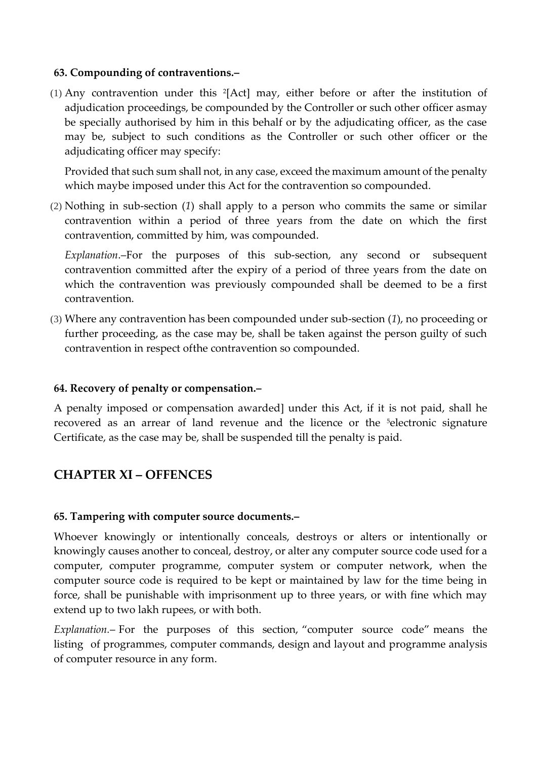#### 63. Compounding of contraventions.–

(1) Any contravention under this [2][Act] may, either before or after the institution of adjudication proceedings, be compounded by the Controller or such other officer asmay be specially authorised by him in this behalf or by the adjudicating officer, as the case may be, subject to such conditions as the Controller or such other officer or the adjudicating officer may specify:

Provided that such sum shall not, in any case, exceed the maximum amount of the penalty which maybe imposed under this Act for the contravention so compounded.

(2) Nothing in sub-section (*1*) shall apply to a person who commits the same or similar contravention within a period of three years from the date on which the first contravention, committed by him, was compounded.

*Explanation*.–For the purposes of this sub-section, any second or subsequent contravention committed after the expiry of a period of three years from the date on which the contravention was previously compounded shall be deemed to be a first contravention.

(3) Where any contravention has been compounded under sub-section (*1*), no proceeding or further proceeding, as the case may be, shall be taken against the person guilty of such contravention in respect ofthe contravention so compounded.

#### 64. Recovery of penalty or compensation.–

A penalty imposed or compensation awarded] under this Act, if it is not paid, shall he recovered as an arrear of land revenue and the licence or the [5]electronic signature Certificate, as the case may be, shall be suspended till the penalty is paid.

## CHAPTER XI – OFFENCES

#### 65. Tampering with computer source documents.–

Whoever knowingly or intentionally conceals, destroys or alters or intentionally or knowingly causes another to conceal, destroy, or alter any computer source code used for a computer, computer programme, computer system or computer network, when the computer source code is required to be kept or maintained by law for the time being in force, shall be punishable with imprisonment up to three years, or with fine which may extend up to two lakh rupees, or with both.

*Explanation*.– For the purposes of this section, "computer source code" means the listing of programmes, computer commands, design and layout and programme analysis of computer resource in any form.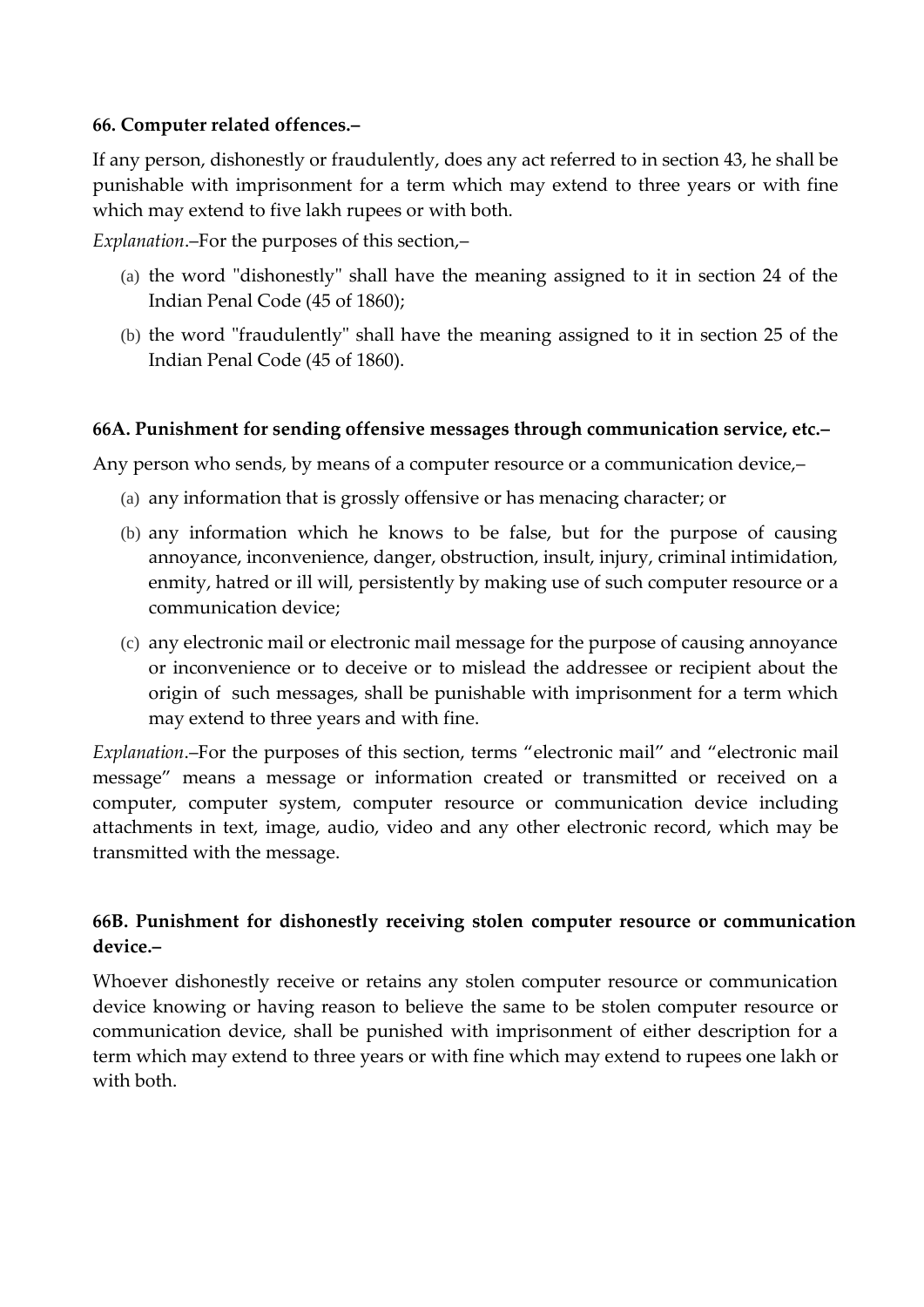**66. Computer related offences.–**

If any person, dishonestly or fraudulently, does any act referred to in section 43, he shall be punishable with imprisonment for a term which may extend to three years or with fine which may extend to five lakh rupees or with both.

*Explanation*.–For the purposes of this section,–

(a) the word "dishonestly" shall have the meaning assigned to it in section 24 of the Indian Penal Code (45 of 1860);

(b) the word "fraudulently" shall have the meaning assigned to it in section 25 of the Indian Penal Code (45 of 1860).

**66A. Punishment for sending offensive messages through communication service, etc.–**

Any person who sends, by means of a computer resource or a communication device,–

(a) any information that is grossly offensive or has menacing character; or

(b) any information which he knows to be false, but for the purpose of causing annoyance, inconvenience, danger, obstruction, insult, injury, criminal intimidation, enmity, hatred or ill will, persistently by making use of such computer resource or a communication device;

(c) any electronic mail or electronic mail message for the purpose of causing annoyance or inconvenience or to deceive or to mislead the addressee or recipient about the origin of such messages, shall be punishable with imprisonment for a term which may extend to three years and with fine.

*Explanation*.–For the purposes of this section, terms "electronic mail" and "electronic mail message" means a message or information created or transmitted or received on a computer, computer system, computer resource or communication device including attachments in text, image, audio, video and any other electronic record, which may be transmitted with the message.

**66B. Punishment for dishonestly receiving stolen computer resource or communication device.–**

Whoever dishonestly receive or retains any stolen computer resource or communication device knowing or having reason to believe the same to be stolen computer resource or communication device, shall be punished with imprisonment of either description for a term which may extend to three years or with fine which may extend to rupees one lakh or with both.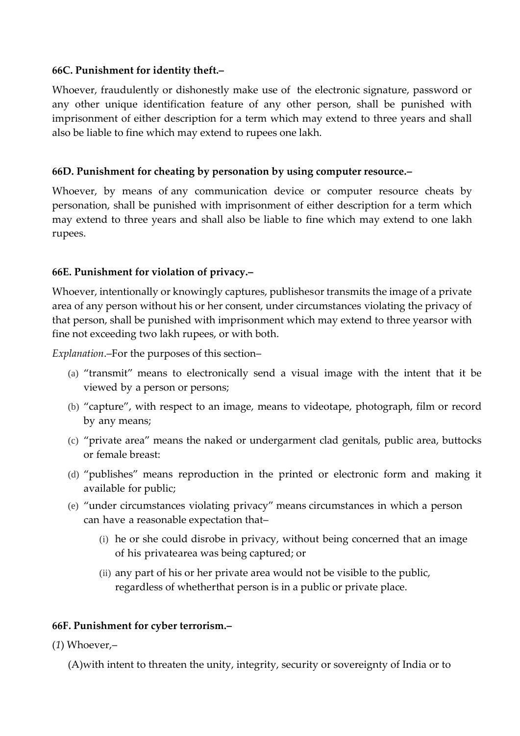**66C. Punishment for identity theft.–**

Whoever, fraudulently or dishonestly make use of the electronic signature, password or any other unique identification feature of any other person, shall be punished with imprisonment of either description for a term which may extend to three years and shall also be liable to fine which may extend to rupees one lakh.

**66D. Punishment for cheating by personation by using computer resource.–**

Whoever, by means of any communication device or computer resource cheats by personation, shall be punished with imprisonment of either description for a term which may extend to three years and shall also be liable to fine which may extend to one lakh rupees.

**66E. Punishment for violation of privacy.–**

Whoever, intentionally or knowingly captures, publishesor transmits the image of a private area of any person without his or her consent, under circumstances violating the privacy of that person, shall be punished with imprisonment which may extend to three yearsor with fine not exceeding two lakh rupees, or with both.

*Explanation*.–For the purposes of this section–

(a) "transmit" means to electronically send a visual image with the intent that it be viewed by a person or persons;

(b) "capture", with respect to an image, means to videotape, photograph, film or record by any means;

(c) "private area" means the naked or undergarment clad genitals, public area, buttocks or female breast:

(d) "publishes" means reproduction in the printed or electronic form and making it available for public;

(e) "under circumstances violating privacy" means circumstances in which a person can have a reasonable expectation that–

   (i) he or she could disrobe in privacy, without being concerned that an image of his privatearea was being captured; or

   (ii) any part of his or her private area would not be visible to the public, regardless of whetherthat person is in a public or private place.

**66F. Punishment for cyber terrorism.–**

(*1*) Whoever,–

(A)with intent to threaten the unity, integrity, security or sovereignty of India or to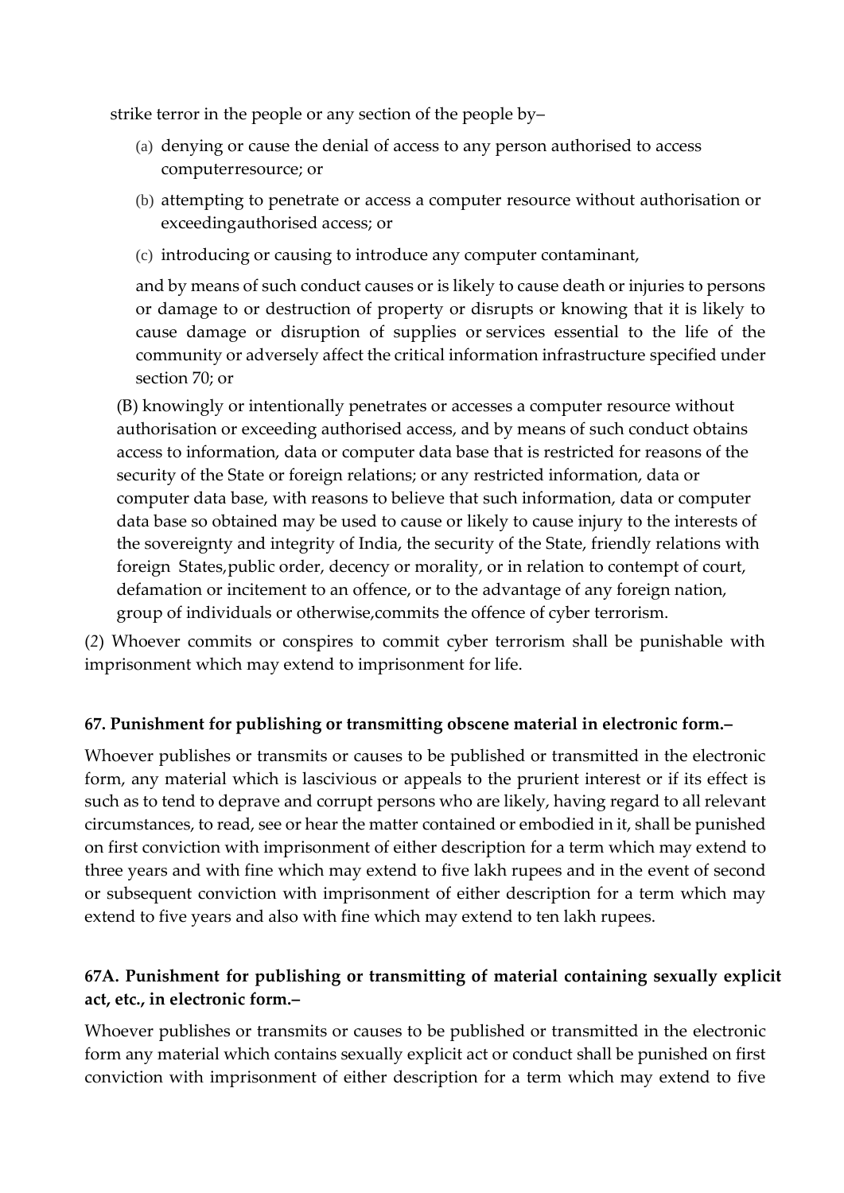strike terror in the people or any section of the people by–

(a) denying or cause the denial of access to any person authorised to access computerresource; or

(b) attempting to penetrate or access a computer resource without authorisation or exceedingauthorised access; or

(c) introducing or causing to introduce any computer contaminant,

and by means of such conduct causes or is likely to cause death or injuries to persons or damage to or destruction of property or disrupts or knowing that it is likely to cause damage or disruption of supplies or services essential to the life of the community or adversely affect the critical information infrastructure specified under section 70; or

(B) knowingly or intentionally penetrates or accesses a computer resource without authorisation or exceeding authorised access, and by means of such conduct obtains access to information, data or computer data base that is restricted for reasons of the security of the State or foreign relations; or any restricted information, data or computer data base, with reasons to believe that such information, data or computer data base so obtained may be used to cause or likely to cause injury to the interests of the sovereignty and integrity of India, the security of the State, friendly relations with foreign States,public order, decency or morality, or in relation to contempt of court, defamation or incitement to an offence, or to the advantage of any foreign nation, group of individuals or otherwise,commits the offence of cyber terrorism.

(2) Whoever commits or conspires to commit cyber terrorism shall be punishable with imprisonment which may extend to imprisonment for life.

**67. Punishment for publishing or transmitting obscene material in electronic form.–**

Whoever publishes or transmits or causes to be published or transmitted in the electronic form, any material which is lascivious or appeals to the prurient interest or if its effect is such as to tend to deprave and corrupt persons who are likely, having regard to all relevant circumstances, to read, see or hear the matter contained or embodied in it, shall be punished on first conviction with imprisonment of either description for a term which may extend to three years and with fine which may extend to five lakh rupees and in the event of second or subsequent conviction with imprisonment of either description for a term which may extend to five years and also with fine which may extend to ten lakh rupees.

**67A. Punishment for publishing or transmitting of material containing sexually explicit act, etc., in electronic form.–**

Whoever publishes or transmits or causes to be published or transmitted in the electronic form any material which contains sexually explicit act or conduct shall be punished on first conviction with imprisonment of either description for a term which may extend to five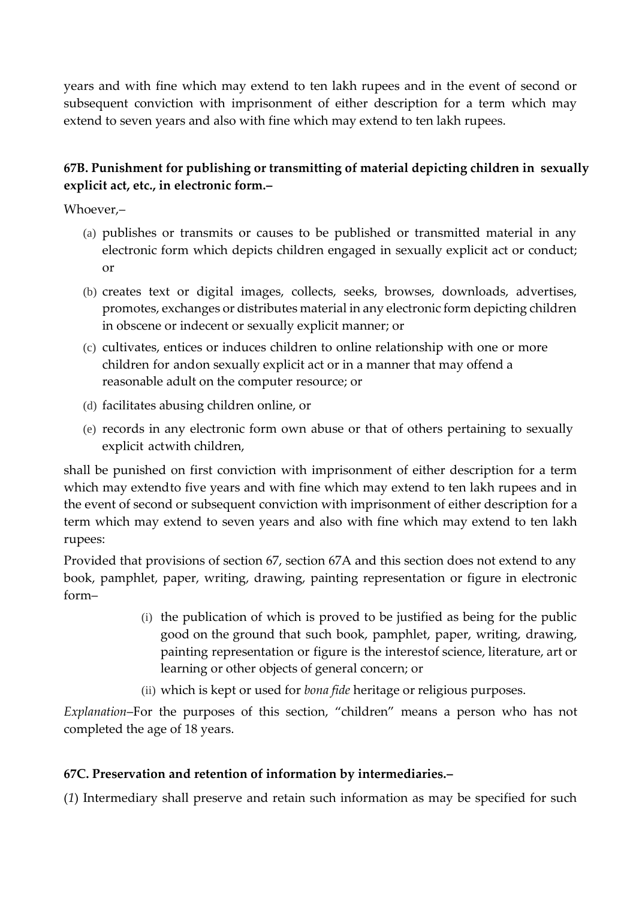years and with fine which may extend to ten lakh rupees and in the event of second or subsequent conviction with imprisonment of either description for a term which may extend to seven years and also with fine which may extend to ten lakh rupees.

**67B. Punishment for publishing or transmitting of material depicting children in sexually explicit act, etc., in electronic form.–**

Whoever,–

(a) publishes or transmits or causes to be published or transmitted material in any electronic form which depicts children engaged in sexually explicit act or conduct; or

(b) creates text or digital images, collects, seeks, browses, downloads, advertises, promotes, exchanges or distributes material in any electronic form depicting children in obscene or indecent or sexually explicit manner; or

(c) cultivates, entices or induces children to online relationship with one or more children for andon sexually explicit act or in a manner that may offend a reasonable adult on the computer resource; or

(d) facilitates abusing children online, or

(e) records in any electronic form own abuse or that of others pertaining to sexually explicit actwith children,

shall be punished on first conviction with imprisonment of either description for a term which may extendto five years and with fine which may extend to ten lakh rupees and in the event of second or subsequent conviction with imprisonment of either description for a term which may extend to seven years and also with fine which may extend to ten lakh rupees:

Provided that provisions of section 67, section 67A and this section does not extend to any book, pamphlet, paper, writing, drawing, painting representation or figure in electronic form–

(i) the publication of which is proved to be justified as being for the public good on the ground that such book, pamphlet, paper, writing, drawing, painting representation or figure is the interestof science, literature, art or learning or other objects of general concern; or

(ii) which is kept or used for *bona fide* heritage or religious purposes.

*Explanation*–For the purposes of this section, "children" means a person who has not completed the age of 18 years.

**67C. Preservation and retention of information by intermediaries.–**

(*1*) Intermediary shall preserve and retain such information as may be specified for such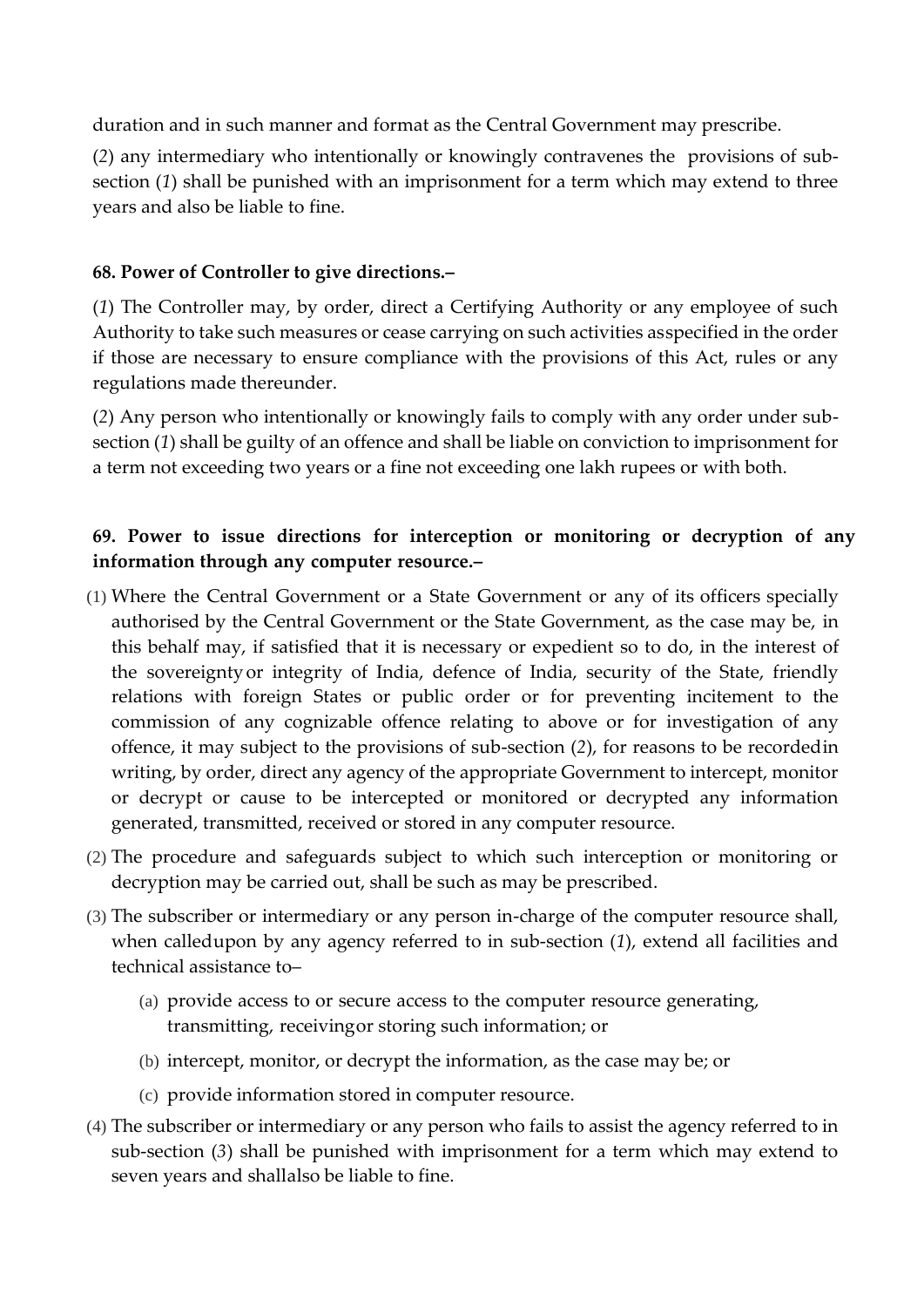duration and in such manner and format as the Central Government may prescribe.

(*2*) any intermediary who intentionally or knowingly contravenes the provisions of sub-section (*1*) shall be punished with an imprisonment for a term which may extend to three years and also be liable to fine.

**68. Power of Controller to give directions.–**

(*1*) The Controller may, by order, direct a Certifying Authority or any employee of such Authority to take such measures or cease carrying on such activities asspecified in the order if those are necessary to ensure compliance with the provisions of this Act, rules or any regulations made thereunder.

(*2*) Any person who intentionally or knowingly fails to comply with any order under sub-section (*1*) shall be guilty of an offence and shall be liable on conviction to imprisonment for a term not exceeding two years or a fine not exceeding one lakh rupees or with both.

**69. Power to issue directions for interception or monitoring or decryption of any information through any computer resource.–**

(1) Where the Central Government or a State Government or any of its officers specially authorised by the Central Government or the State Government, as the case may be, in this behalf may, if satisfied that it is necessary or expedient so to do, in the interest of the sovereignty or integrity of India, defence of India, security of the State, friendly relations with foreign States or public order or for preventing incitement to the commission of any cognizable offence relating to above or for investigation of any offence, it may subject to the provisions of sub-section (*2*), for reasons to be recordedin writing, by order, direct any agency of the appropriate Government to intercept, monitor or decrypt or cause to be intercepted or monitored or decrypted any information generated, transmitted, received or stored in any computer resource.

(2) The procedure and safeguards subject to which such interception or monitoring or decryption may be carried out, shall be such as may be prescribed.

(3) The subscriber or intermediary or any person in-charge of the computer resource shall, when calledupon by any agency referred to in sub-section (*1*), extend all facilities and technical assistance to–

  (a) provide access to or secure access to the computer resource generating, transmitting, receivingor storing such information; or

  (b) intercept, monitor, or decrypt the information, as the case may be; or

  (c) provide information stored in computer resource.

(4) The subscriber or intermediary or any person who fails to assist the agency referred to in sub-section (*3*) shall be punished with imprisonment for a term which may extend to seven years and shallalso be liable to fine.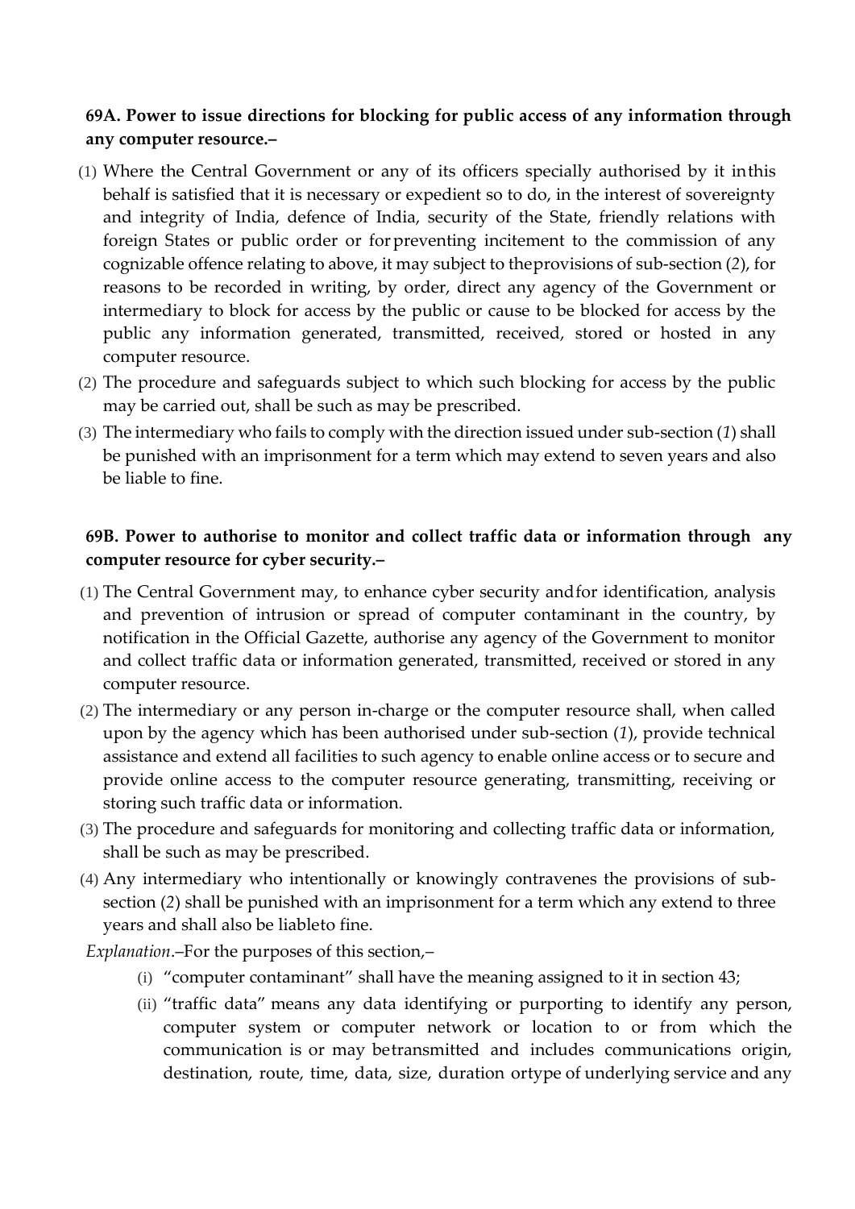**69A. Power to issue directions for blocking for public access of any information through any computer resource.–**

(1) Where the Central Government or any of its officers specially authorised by it inthis behalf is satisfied that it is necessary or expedient so to do, in the interest of sovereignty and integrity of India, defence of India, security of the State, friendly relations with foreign States or public order or forpreventing incitement to the commission of any cognizable offence relating to above, it may subject to theprovisions of sub-section (*2*), for reasons to be recorded in writing, by order, direct any agency of the Government or intermediary to block for access by the public or cause to be blocked for access by the public any information generated, transmitted, received, stored or hosted in any computer resource.

(2) The procedure and safeguards subject to which such blocking for access by the public may be carried out, shall be such as may be prescribed.

(3) The intermediary who fails to comply with the direction issued under sub-section (*1*) shall be punished with an imprisonment for a term which may extend to seven years and also be liable to fine.

**69B. Power to authorise to monitor and collect traffic data or information through any computer resource for cyber security.–**

(1) The Central Government may, to enhance cyber security andfor identification, analysis and prevention of intrusion or spread of computer contaminant in the country, by notification in the Official Gazette, authorise any agency of the Government to monitor and collect traffic data or information generated, transmitted, received or stored in any computer resource.

(2) The intermediary or any person in-charge or the computer resource shall, when called upon by the agency which has been authorised under sub-section (*1*), provide technical assistance and extend all facilities to such agency to enable online access or to secure and provide online access to the computer resource generating, transmitting, receiving or storing such traffic data or information.

(3) The procedure and safeguards for monitoring and collecting traffic data or information, shall be such as may be prescribed.

(4) Any intermediary who intentionally or knowingly contravenes the provisions of sub-section (*2*) shall be punished with an imprisonment for a term which any extend to three years and shall also be liableto fine.

*Explanation*.–For the purposes of this section,–

(i) "computer contaminant" shall have the meaning assigned to it in section 43;

(ii) "traffic data" means any data identifying or purporting to identify any person, computer system or computer network or location to or from which the communication is or may betransmitted and includes communications origin, destination, route, time, data, size, duration ortype of underlying service and any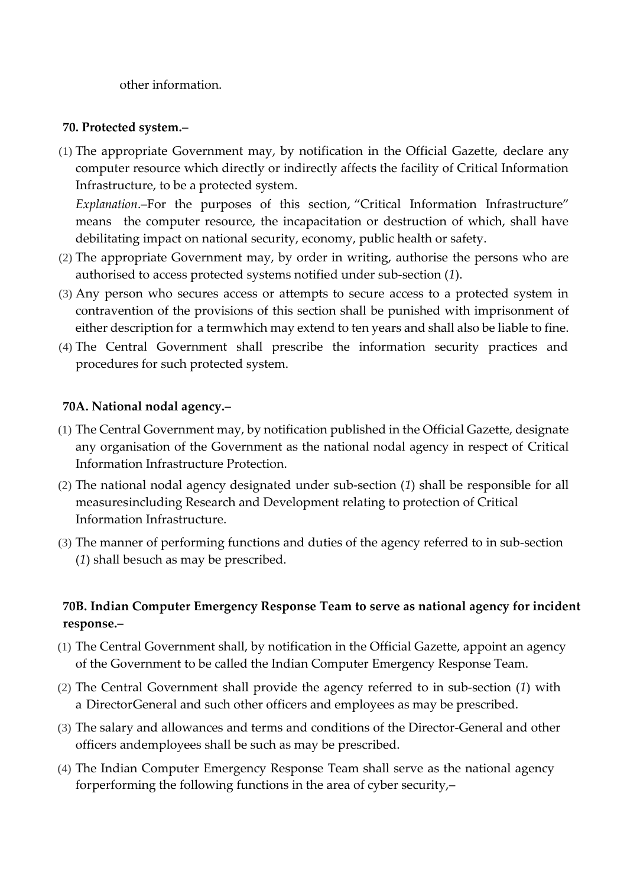other information.

**70. Protected system.–**

(1) The appropriate Government may, by notification in the Official Gazette, declare any computer resource which directly or indirectly affects the facility of Critical Information Infrastructure, to be a protected system.

*Explanation*.–For the purposes of this section, "Critical Information Infrastructure" means the computer resource, the incapacitation or destruction of which, shall have debilitating impact on national security, economy, public health or safety.

(2) The appropriate Government may, by order in writing, authorise the persons who are authorised to access protected systems notified under sub-section (*1*).

(3) Any person who secures access or attempts to secure access to a protected system in contravention of the provisions of this section shall be punished with imprisonment of either description for a termwhich may extend to ten years and shall also be liable to fine.

(4) The Central Government shall prescribe the information security practices and procedures for such protected system.

**70A. National nodal agency.–**

(1) The Central Government may, by notification published in the Official Gazette, designate any organisation of the Government as the national nodal agency in respect of Critical Information Infrastructure Protection.

(2) The national nodal agency designated under sub-section (*1*) shall be responsible for all measuresincluding Research and Development relating to protection of Critical Information Infrastructure.

(3) The manner of performing functions and duties of the agency referred to in sub-section (*1*) shall besuch as may be prescribed.

**70B. Indian Computer Emergency Response Team to serve as national agency for incident response.–**

(1) The Central Government shall, by notification in the Official Gazette, appoint an agency of the Government to be called the Indian Computer Emergency Response Team.

(2) The Central Government shall provide the agency referred to in sub-section (*1*) with a DirectorGeneral and such other officers and employees as may be prescribed.

(3) The salary and allowances and terms and conditions of the Director-General and other officers andemployees shall be such as may be prescribed.

(4) The Indian Computer Emergency Response Team shall serve as the national agency forperforming the following functions in the area of cyber security,–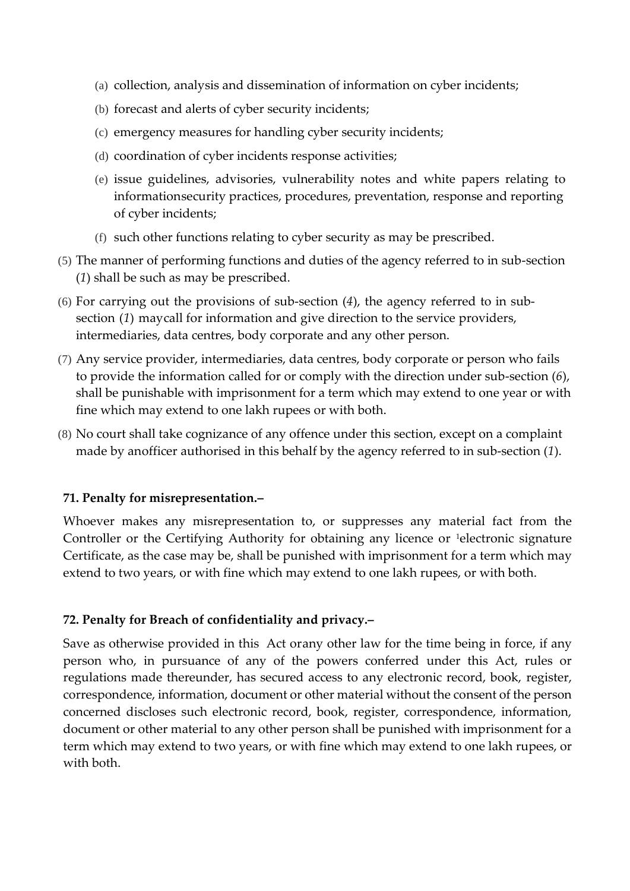(a) collection, analysis and dissemination of information on cyber incidents;

(b) forecast and alerts of cyber security incidents;

(c) emergency measures for handling cyber security incidents;

(d) coordination of cyber incidents response activities;

(e) issue guidelines, advisories, vulnerability notes and white papers relating to informationsecurity practices, procedures, preventation, response and reporting of cyber incidents;

(f) such other functions relating to cyber security as may be prescribed.

(5) The manner of performing functions and duties of the agency referred to in sub-section (*1*) shall be such as may be prescribed.

(6) For carrying out the provisions of sub-section (*4*), the agency referred to in sub-section (*1*) maycall for information and give direction to the service providers, intermediaries, data centres, body corporate and any other person.

(7) Any service provider, intermediaries, data centres, body corporate or person who fails to provide the information called for or comply with the direction under sub-section (*6*), shall be punishable with imprisonment for a term which may extend to one year or with fine which may extend to one lakh rupees or with both.

(8) No court shall take cognizance of any offence under this section, except on a complaint made by anofficer authorised in this behalf by the agency referred to in sub-section (*1*).

**71. Penalty for misrepresentation.–**

Whoever makes any misrepresentation to, or suppresses any material fact from the Controller or the Certifying Authority for obtaining any licence or [1]electronic signature Certificate, as the case may be, shall be punished with imprisonment for a term which may extend to two years, or with fine which may extend to one lakh rupees, or with both.

**72. Penalty for Breach of confidentiality and privacy.–**

Save as otherwise provided in this Act orany other law for the time being in force, if any person who, in pursuance of any of the powers conferred under this Act, rules or regulations made thereunder, has secured access to any electronic record, book, register, correspondence, information, document or other material without the consent of the person concerned discloses such electronic record, book, register, correspondence, information, document or other material to any other person shall be punished with imprisonment for a term which may extend to two years, or with fine which may extend to one lakh rupees, or with both.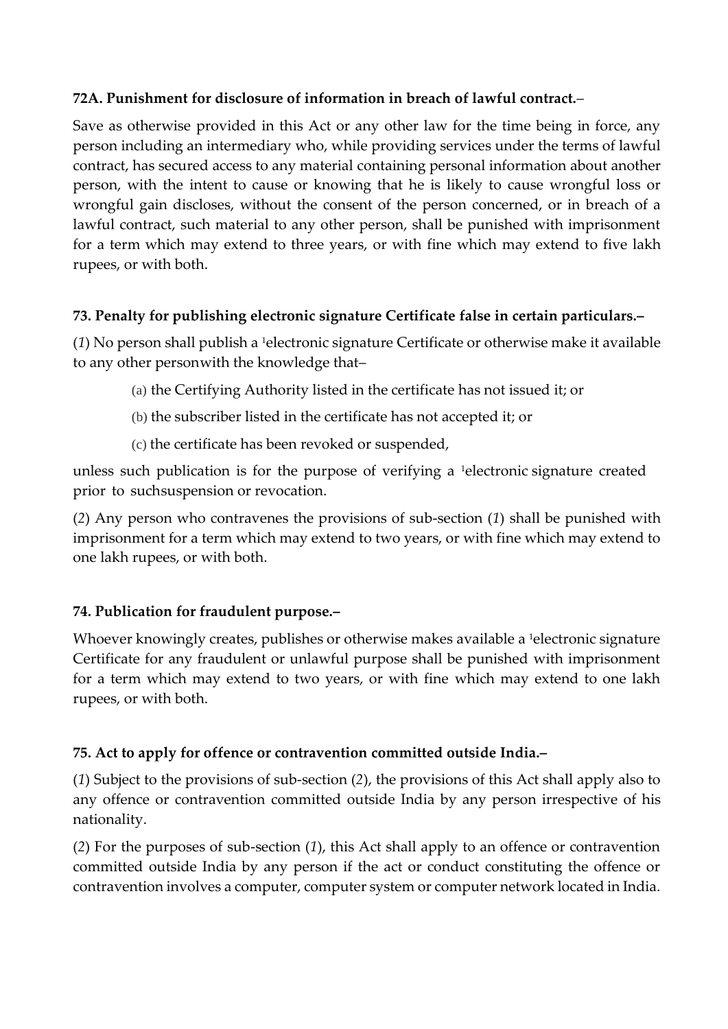**72A. Punishment for disclosure of information in breach of lawful contract.**–

Save as otherwise provided in this Act or any other law for the time being in force, any person including an intermediary who, while providing services under the terms of lawful contract, has secured access to any material containing personal information about another person, with the intent to cause or knowing that he is likely to cause wrongful loss or wrongful gain discloses, without the consent of the person concerned, or in breach of a lawful contract, such material to any other person, shall be punished with imprisonment for a term which may extend to three years, or with fine which may extend to five lakh rupees, or with both.

**73. Penalty for publishing electronic signature Certificate false in certain particulars.–**

(*1*) No person shall publish a [1]electronic signature Certificate or otherwise make it available to any other personwith the knowledge that–

(a) the Certifying Authority listed in the certificate has not issued it; or

(b) the subscriber listed in the certificate has not accepted it; or

(c) the certificate has been revoked or suspended,

unless such publication is for the purpose of verifying a [1]electronic signature created prior to suchsuspension or revocation.

(*2*) Any person who contravenes the provisions of sub-section (*1*) shall be punished with imprisonment for a term which may extend to two years, or with fine which may extend to one lakh rupees, or with both.

**74. Publication for fraudulent purpose.–**

Whoever knowingly creates, publishes or otherwise makes available a [1]electronic signature Certificate for any fraudulent or unlawful purpose shall be punished with imprisonment for a term which may extend to two years, or with fine which may extend to one lakh rupees, or with both.

**75. Act to apply for offence or contravention committed outside India.–**

(*1*) Subject to the provisions of sub-section (*2*), the provisions of this Act shall apply also to any offence or contravention committed outside India by any person irrespective of his nationality.

(*2*) For the purposes of sub-section (*1*), this Act shall apply to an offence or contravention committed outside India by any person if the act or conduct constituting the offence or contravention involves a computer, computer system or computer network located in India.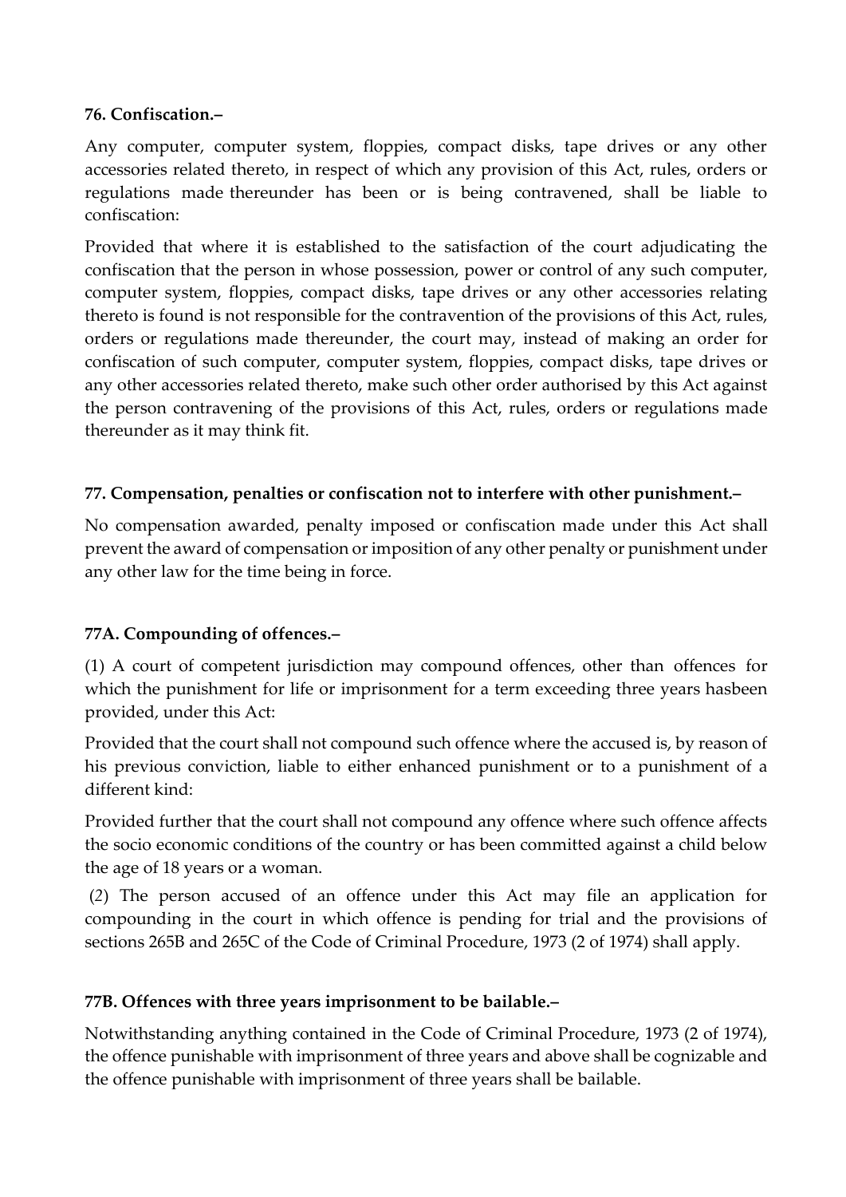**76. Confiscation.–**

Any computer, computer system, floppies, compact disks, tape drives or any other accessories related thereto, in respect of which any provision of this Act, rules, orders or regulations made thereunder has been or is being contravened, shall be liable to confiscation:

Provided that where it is established to the satisfaction of the court adjudicating the confiscation that the person in whose possession, power or control of any such computer, computer system, floppies, compact disks, tape drives or any other accessories relating thereto is found is not responsible for the contravention of the provisions of this Act, rules, orders or regulations made thereunder, the court may, instead of making an order for confiscation of such computer, computer system, floppies, compact disks, tape drives or any other accessories related thereto, make such other order authorised by this Act against the person contravening of the provisions of this Act, rules, orders or regulations made thereunder as it may think fit.

**77. Compensation, penalties or confiscation not to interfere with other punishment.–**

No compensation awarded, penalty imposed or confiscation made under this Act shall prevent the award of compensation or imposition of any other penalty or punishment under any other law for the time being in force.

**77A. Compounding of offences.–**

(1) A court of competent jurisdiction may compound offences, other than offences for which the punishment for life or imprisonment for a term exceeding three years hasbeen provided, under this Act:

Provided that the court shall not compound such offence where the accused is, by reason of his previous conviction, liable to either enhanced punishment or to a punishment of a different kind:

Provided further that the court shall not compound any offence where such offence affects the socio economic conditions of the country or has been committed against a child below the age of 18 years or a woman.

(2) The person accused of an offence under this Act may file an application for compounding in the court in which offence is pending for trial and the provisions of sections 265B and 265C of the Code of Criminal Procedure, 1973 (2 of 1974) shall apply.

**77B. Offences with three years imprisonment to be bailable.–**

Notwithstanding anything contained in the Code of Criminal Procedure, 1973 (2 of 1974), the offence punishable with imprisonment of three years and above shall be cognizable and the offence punishable with imprisonment of three years shall be bailable.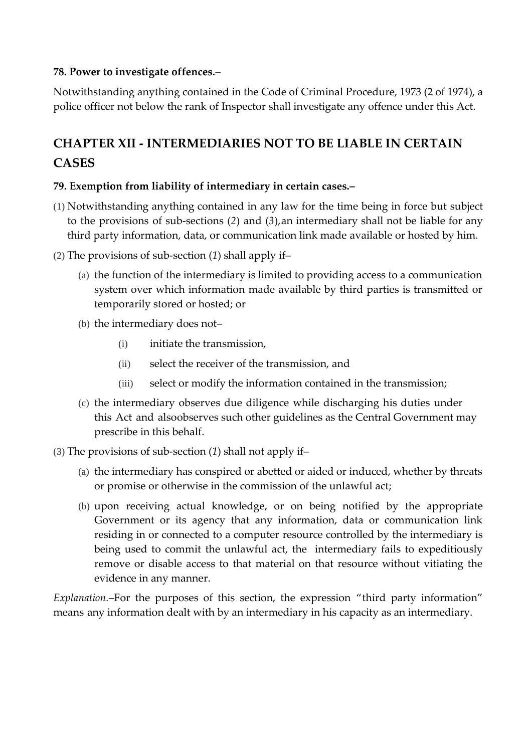**78. Power to investigate offences.**–

Notwithstanding anything contained in the Code of Criminal Procedure, 1973 (2 of 1974), a police officer not below the rank of Inspector shall investigate any offence under this Act.

## CHAPTER XII - INTERMEDIARIES NOT TO BE LIABLE IN CERTAIN CASES

**79. Exemption from liability of intermediary in certain cases.–**

(1) Notwithstanding anything contained in any law for the time being in force but subject to the provisions of sub-sections (*2*) and (*3*), an intermediary shall not be liable for any third party information, data, or communication link made available or hosted by him.

(2) The provisions of sub-section (*1*) shall apply if–

- (a) the function of the intermediary is limited to providing access to a communication system over which information made available by third parties is transmitted or temporarily stored or hosted; or
- (b) the intermediary does not–
  - (i) initiate the transmission,
  - (ii) select the receiver of the transmission, and
  - (iii) select or modify the information contained in the transmission;
- (c) the intermediary observes due diligence while discharging his duties under this Act and alsoobserves such other guidelines as the Central Government may prescribe in this behalf.

(3) The provisions of sub-section (*1*) shall not apply if–

- (a) the intermediary has conspired or abetted or aided or induced, whether by threats or promise or otherwise in the commission of the unlawful act;
- (b) upon receiving actual knowledge, or on being notified by the appropriate Government or its agency that any information, data or communication link residing in or connected to a computer resource controlled by the intermediary is being used to commit the unlawful act, the intermediary fails to expeditiously remove or disable access to that material on that resource without vitiating the evidence in any manner.

*Explanation*.–For the purposes of this section, the expression "third party information" means any information dealt with by an intermediary in his capacity as an intermediary.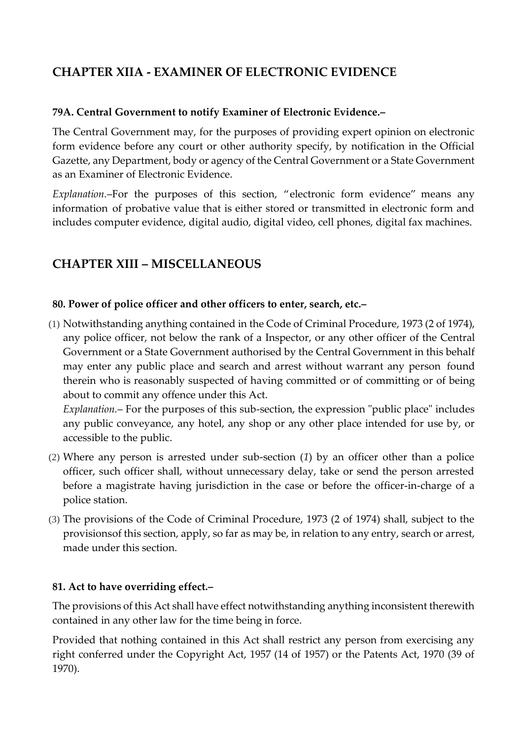## CHAPTER XIIA - EXAMINER OF ELECTRONIC EVIDENCE

**79A. Central Government to notify Examiner of Electronic Evidence.–**

The Central Government may, for the purposes of providing expert opinion on electronic form evidence before any court or other authority specify, by notification in the Official Gazette, any Department, body or agency of the Central Government or a State Government as an Examiner of Electronic Evidence.

*Explanation*.–For the purposes of this section, "electronic form evidence" means any information of probative value that is either stored or transmitted in electronic form and includes computer evidence, digital audio, digital video, cell phones, digital fax machines.

## CHAPTER XIII – MISCELLANEOUS

**80. Power of police officer and other officers to enter, search, etc.–**

(1) Notwithstanding anything contained in the Code of Criminal Procedure, 1973 (2 of 1974), any police officer, not below the rank of a Inspector, or any other officer of the Central Government or a State Government authorised by the Central Government in this behalf may enter any public place and search and arrest without warrant any person found therein who is reasonably suspected of having committed or of committing or of being about to commit any offence under this Act.

   *Explanation*.– For the purposes of this sub-section, the expression "public place" includes any public conveyance, any hotel, any shop or any other place intended for use by, or accessible to the public.

(2) Where any person is arrested under sub-section (*1*) by an officer other than a police officer, such officer shall, without unnecessary delay, take or send the person arrested before a magistrate having jurisdiction in the case or before the officer-in-charge of a police station.

(3) The provisions of the Code of Criminal Procedure, 1973 (2 of 1974) shall, subject to the provisionsof this section, apply, so far as may be, in relation to any entry, search or arrest, made under this section.

**81. Act to have overriding effect.–**

The provisions of this Act shall have effect notwithstanding anything inconsistent therewith contained in any other law for the time being in force.

Provided that nothing contained in this Act shall restrict any person from exercising any right conferred under the Copyright Act, 1957 (14 of 1957) or the Patents Act, 1970 (39 of 1970).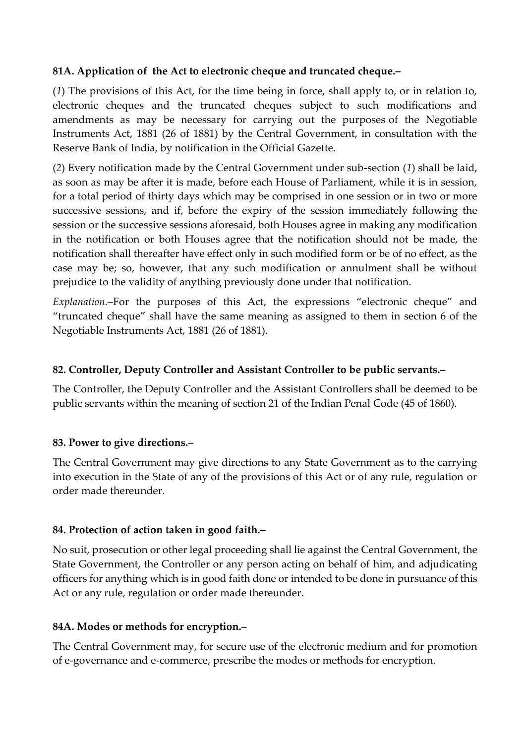**81A. Application of the Act to electronic cheque and truncated cheque.–**

(*1*) The provisions of this Act, for the time being in force, shall apply to, or in relation to, electronic cheques and the truncated cheques subject to such modifications and amendments as may be necessary for carrying out the purposes of the Negotiable Instruments Act, 1881 (26 of 1881) by the Central Government, in consultation with the Reserve Bank of India, by notification in the Official Gazette.

(*2*) Every notification made by the Central Government under sub-section (*1*) shall be laid, as soon as may be after it is made, before each House of Parliament, while it is in session, for a total period of thirty days which may be comprised in one session or in two or more successive sessions, and if, before the expiry of the session immediately following the session or the successive sessions aforesaid, both Houses agree in making any modification in the notification or both Houses agree that the notification should not be made, the notification shall thereafter have effect only in such modified form or be of no effect, as the case may be; so, however, that any such modification or annulment shall be without prejudice to the validity of anything previously done under that notification.

*Explanation.*–For the purposes of this Act, the expressions "electronic cheque" and "truncated cheque" shall have the same meaning as assigned to them in section 6 of the Negotiable Instruments Act, 1881 (26 of 1881).

**82. Controller, Deputy Controller and Assistant Controller to be public servants.–**

The Controller, the Deputy Controller and the Assistant Controllers shall be deemed to be public servants within the meaning of section 21 of the Indian Penal Code (45 of 1860).

**83. Power to give directions.–**

The Central Government may give directions to any State Government as to the carrying into execution in the State of any of the provisions of this Act or of any rule, regulation or order made thereunder.

**84. Protection of action taken in good faith.–**

No suit, prosecution or other legal proceeding shall lie against the Central Government, the State Government, the Controller or any person acting on behalf of him, and adjudicating officers for anything which is in good faith done or intended to be done in pursuance of this Act or any rule, regulation or order made thereunder.

**84A. Modes or methods for encryption.–**

The Central Government may, for secure use of the electronic medium and for promotion of e-governance and e-commerce, prescribe the modes or methods for encryption.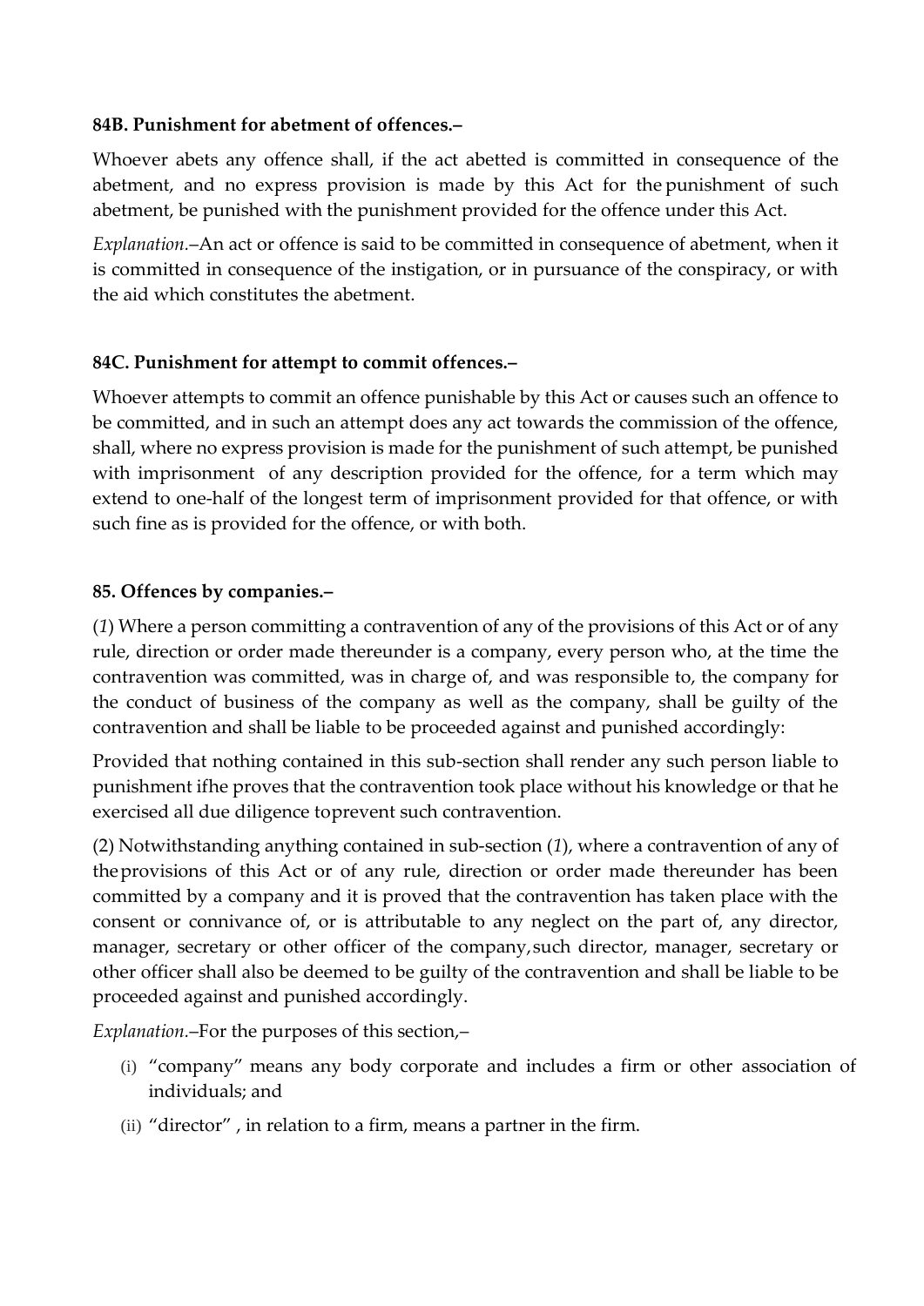**84B. Punishment for abetment of offences.–**

Whoever abets any offence shall, if the act abetted is committed in consequence of the abetment, and no express provision is made by this Act for the punishment of such abetment, be punished with the punishment provided for the offence under this Act.

*Explanation.*–An act or offence is said to be committed in consequence of abetment, when it is committed in consequence of the instigation, or in pursuance of the conspiracy, or with the aid which constitutes the abetment.

**84C. Punishment for attempt to commit offences.–**

Whoever attempts to commit an offence punishable by this Act or causes such an offence to be committed, and in such an attempt does any act towards the commission of the offence, shall, where no express provision is made for the punishment of such attempt, be punished with imprisonment of any description provided for the offence, for a term which may extend to one-half of the longest term of imprisonment provided for that offence, or with such fine as is provided for the offence, or with both.

**85. Offences by companies.–**

(*1*) Where a person committing a contravention of any of the provisions of this Act or of any rule, direction or order made thereunder is a company, every person who, at the time the contravention was committed, was in charge of, and was responsible to, the company for the conduct of business of the company as well as the company, shall be guilty of the contravention and shall be liable to be proceeded against and punished accordingly:

Provided that nothing contained in this sub-section shall render any such person liable to punishment ifhe proves that the contravention took place without his knowledge or that he exercised all due diligence toprevent such contravention.

(2) Notwithstanding anything contained in sub-section (*1*), where a contravention of any of theprovisions of this Act or of any rule, direction or order made thereunder has been committed by a company and it is proved that the contravention has taken place with the consent or connivance of, or is attributable to any neglect on the part of, any director, manager, secretary or other officer of the company,such director, manager, secretary or other officer shall also be deemed to be guilty of the contravention and shall be liable to be proceeded against and punished accordingly.

*Explanation.*–For the purposes of this section,–

(i) "company" means any body corporate and includes a firm or other association of individuals; and

(ii) "director" , in relation to a firm, means a partner in the firm.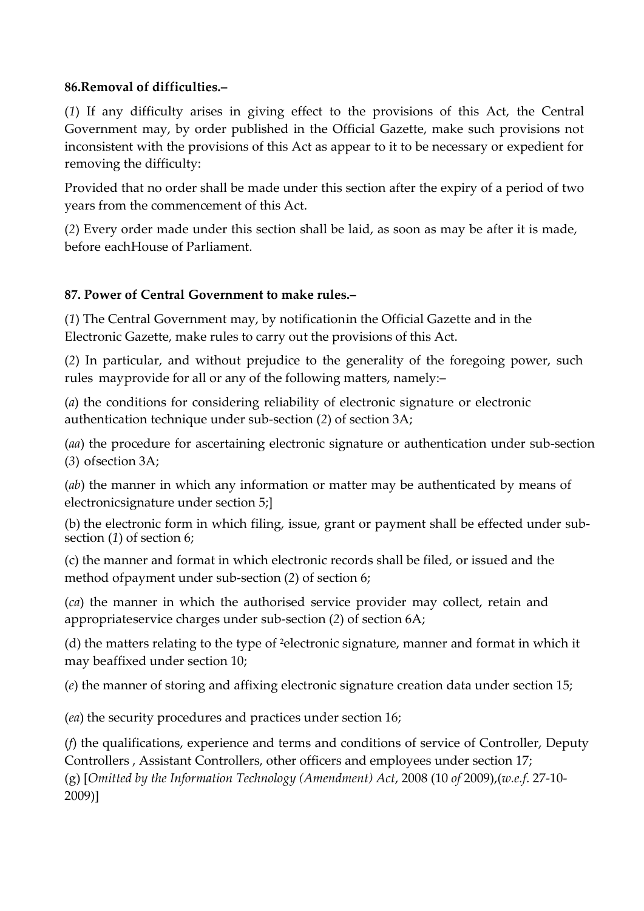**86. Removal of difficulties.–**

(*1*) If any difficulty arises in giving effect to the provisions of this Act, the Central Government may, by order published in the Official Gazette, make such provisions not inconsistent with the provisions of this Act as appear to it to be necessary or expedient for removing the difficulty:

Provided that no order shall be made under this section after the expiry of a period of two years from the commencement of this Act.

(*2*) Every order made under this section shall be laid, as soon as may be after it is made, before eachHouse of Parliament.

**87. Power of Central Government to make rules.–**

(*1*) The Central Government may, by notificationin the Official Gazette and in the Electronic Gazette, make rules to carry out the provisions of this Act.

(*2*) In particular, and without prejudice to the generality of the foregoing power, such rules mayprovide for all or any of the following matters, namely:–

(*a*) the conditions for considering reliability of electronic signature or electronic authentication technique under sub-section (*2*) of section 3A;

(*aa*) the procedure for ascertaining electronic signature or authentication under sub-section (*3*) ofsection 3A;

(*ab*) the manner in which any information or matter may be authenticated by means of electronicsignature under section 5;]

(b) the electronic form in which filing, issue, grant or payment shall be effected under sub-section (*1*) of section 6;

(c) the manner and format in which electronic records shall be filed, or issued and the method ofpayment under sub-section (*2*) of section 6;

(*ca*) the manner in which the authorised service provider may collect, retain and appropriateservice charges under sub-section (*2*) of section 6A;

(d) the matters relating to the type of [2]electronic signature, manner and format in which it may beaffixed under section 10;

(*e*) the manner of storing and affixing electronic signature creation data under section 15;

(*ea*) the security procedures and practices under section 16;

(*f*) the qualifications, experience and terms and conditions of service of Controller, Deputy Controllers , Assistant Controllers, other officers and employees under section 17;
(g) [*Omitted by the Information Technology (Amendment) Act*, 2008 (10 *of* 2009),(*w.e.f*. 27-10-2009)]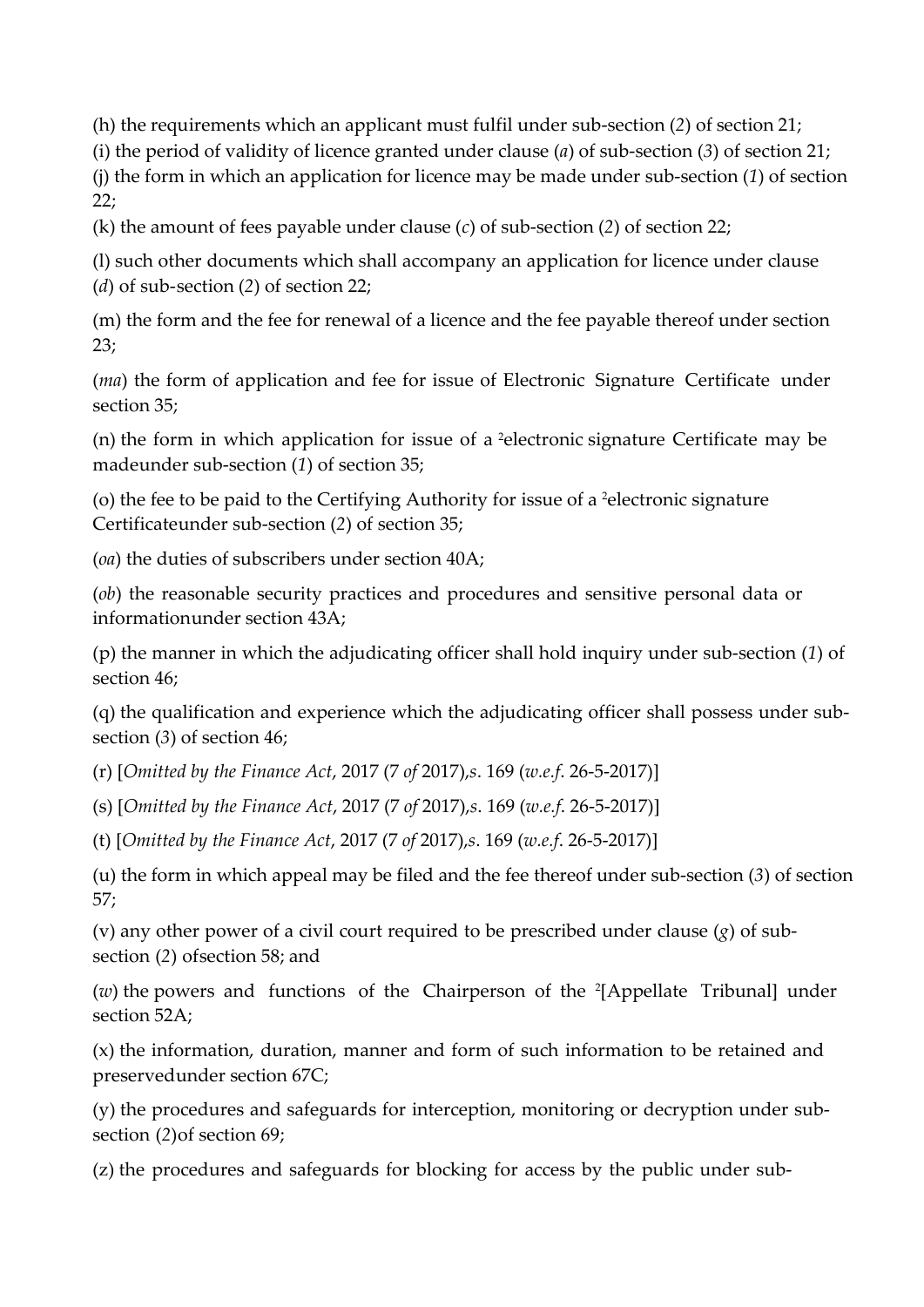(h) the requirements which an applicant must fulfil under sub-section (*2*) of section 21;

(i) the period of validity of licence granted under clause (*a*) of sub-section (*3*) of section 21;

(j) the form in which an application for licence may be made under sub-section (*1*) of section 22;

(k) the amount of fees payable under clause (*c*) of sub-section (*2*) of section 22;

(l) such other documents which shall accompany an application for licence under clause (*d*) of sub-section (*2*) of section 22;

(m) the form and the fee for renewal of a licence and the fee payable thereof under section 23;

(*ma*) the form of application and fee for issue of Electronic Signature Certificate under section 35;

(n) the form in which application for issue of a [2]electronic signature Certificate may be madeunder sub-section (*1*) of section 35;

(o) the fee to be paid to the Certifying Authority for issue of a [2]electronic signature Certificateunder sub-section (*2*) of section 35;

(*oa*) the duties of subscribers under section 40A;

(*ob*) the reasonable security practices and procedures and sensitive personal data or informationunder section 43A;

(p) the manner in which the adjudicating officer shall hold inquiry under sub-section (*1*) of section 46;

(q) the qualification and experience which the adjudicating officer shall possess under sub-section (*3*) of section 46;

(r) [*Omitted by the Finance Act*, 2017 (7 *of* 2017),*s*. 169 (*w.e.f*. 26-5-2017)]

(s) [*Omitted by the Finance Act*, 2017 (7 *of* 2017),*s*. 169 (*w.e.f*. 26-5-2017)]

(t) [*Omitted by the Finance Act*, 2017 (7 *of* 2017),*s*. 169 (*w.e.f*. 26-5-2017)]

(u) the form in which appeal may be filed and the fee thereof under sub-section (*3*) of section 57;

(v) any other power of a civil court required to be prescribed under clause (*g*) of sub-section (*2*) ofsection 58; and

(*w*) the powers and functions of the Chairperson of the [2][Appellate Tribunal] under section 52A;

(x) the information, duration, manner and form of such information to be retained and preservedunder section 67C;

(y) the procedures and safeguards for interception, monitoring or decryption under sub-section (*2*)of section 69;

(z) the procedures and safeguards for blocking for access by the public under sub-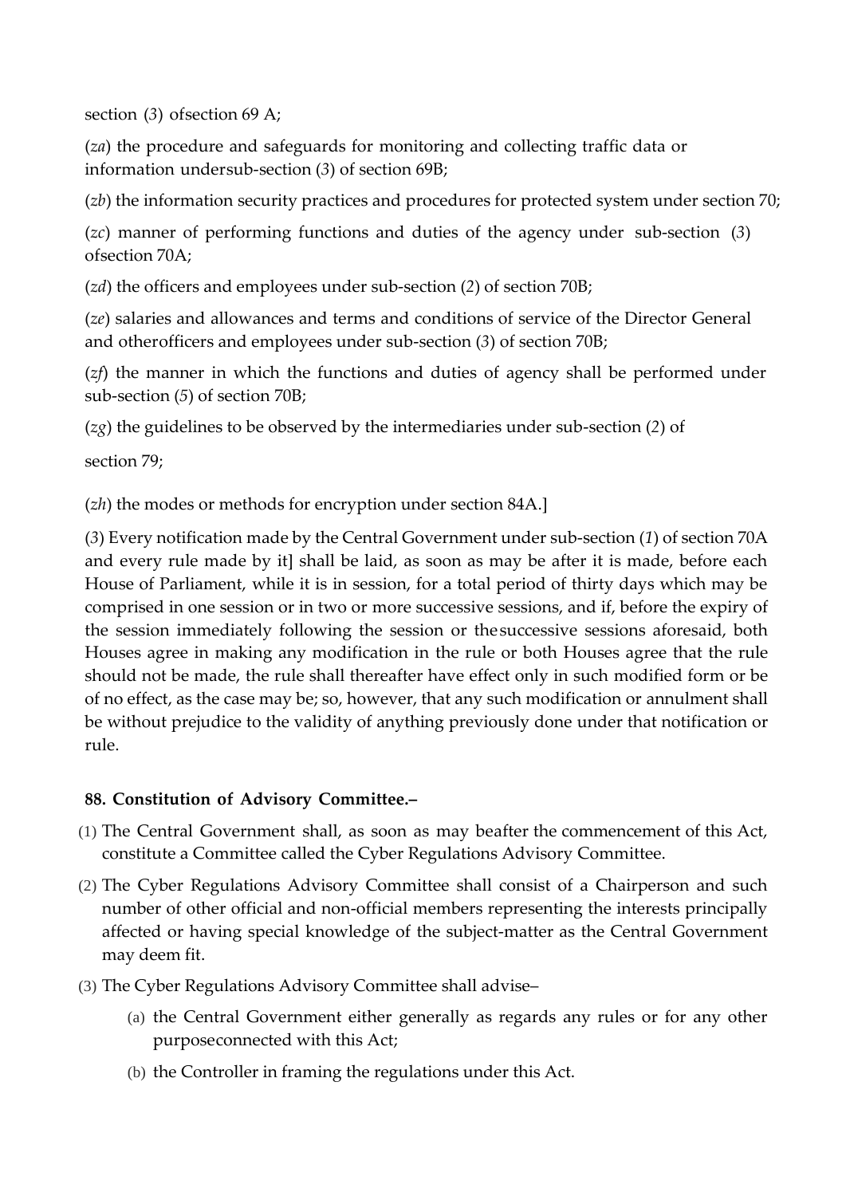section (*3*) ofsection 69 A;

(*za*) the procedure and safeguards for monitoring and collecting traffic data or information undersub-section (*3*) of section 69B;

(*zb*) the information security practices and procedures for protected system under section 70;

(*zc*) manner of performing functions and duties of the agency under sub-section (*3*) ofsection 70A;

(*zd*) the officers and employees under sub-section (*2*) of section 70B;

(*ze*) salaries and allowances and terms and conditions of service of the Director General and otherofficers and employees under sub-section (*3*) of section 70B;

(*zf*) the manner in which the functions and duties of agency shall be performed under sub-section (*5*) of section 70B;

(*zg*) the guidelines to be observed by the intermediaries under sub-section (*2*) of

section 79;

(*zh*) the modes or methods for encryption under section 84A.]

(*3*) Every notification made by the Central Government under sub-section (*1*) of section 70A and every rule made by it] shall be laid, as soon as may be after it is made, before each House of Parliament, while it is in session, for a total period of thirty days which may be comprised in one session or in two or more successive sessions, and if, before the expiry of the session immediately following the session or thesuccessive sessions aforesaid, both Houses agree in making any modification in the rule or both Houses agree that the rule should not be made, the rule shall thereafter have effect only in such modified form or be of no effect, as the case may be; so, however, that any such modification or annulment shall be without prejudice to the validity of anything previously done under that notification or rule.

**88. Constitution of Advisory Committee.–**

(1) The Central Government shall, as soon as may beafter the commencement of this Act, constitute a Committee called the Cyber Regulations Advisory Committee.

(2) The Cyber Regulations Advisory Committee shall consist of a Chairperson and such number of other official and non-official members representing the interests principally affected or having special knowledge of the subject-matter as the Central Government may deem fit.

(3) The Cyber Regulations Advisory Committee shall advise–

  (a) the Central Government either generally as regards any rules or for any other purposeconnected with this Act;

  (b) the Controller in framing the regulations under this Act.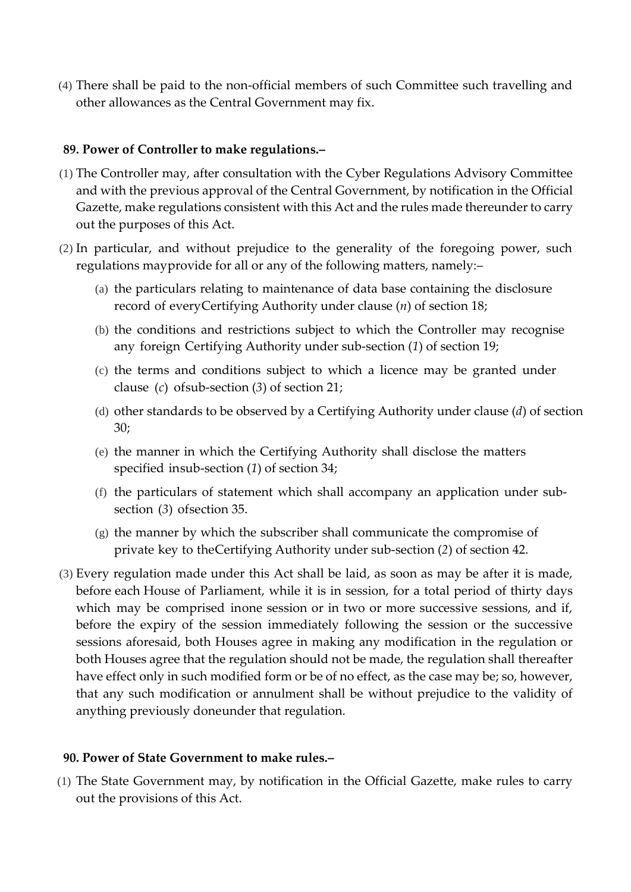(4) There shall be paid to the non-official members of such Committee such travelling and other allowances as the Central Government may fix.

**89. Power of Controller to make regulations.–**

(1) The Controller may, after consultation with the Cyber Regulations Advisory Committee and with the previous approval of the Central Government, by notification in the Official Gazette, make regulations consistent with this Act and the rules made thereunder to carry out the purposes of this Act.

(2) In particular, and without prejudice to the generality of the foregoing power, such regulations mayprovide for all or any of the following matters, namely:–

- (a) the particulars relating to maintenance of data base containing the disclosure record of everyCertifying Authority under clause (*n*) of section 18;
- (b) the conditions and restrictions subject to which the Controller may recognise any foreign Certifying Authority under sub-section (*1*) of section 19;
- (c) the terms and conditions subject to which a licence may be granted under clause (*c*) ofsub-section (*3*) of section 21;
- (d) other standards to be observed by a Certifying Authority under clause (*d*) of section 30;
- (e) the manner in which the Certifying Authority shall disclose the matters specified insub-section (*1*) of section 34;
- (f) the particulars of statement which shall accompany an application under sub-section (*3*) ofsection 35.
- (g) the manner by which the subscriber shall communicate the compromise of private key to theCertifying Authority under sub-section (*2*) of section 42.

(3) Every regulation made under this Act shall be laid, as soon as may be after it is made, before each House of Parliament, while it is in session, for a total period of thirty days which may be comprised inone session or in two or more successive sessions, and if, before the expiry of the session immediately following the session or the successive sessions aforesaid, both Houses agree in making any modification in the regulation or both Houses agree that the regulation should not be made, the regulation shall thereafter have effect only in such modified form or be of no effect, as the case may be; so, however, that any such modification or annulment shall be without prejudice to the validity of anything previously doneunder that regulation.

**90. Power of State Government to make rules.–**

(1) The State Government may, by notification in the Official Gazette, make rules to carry out the provisions of this Act.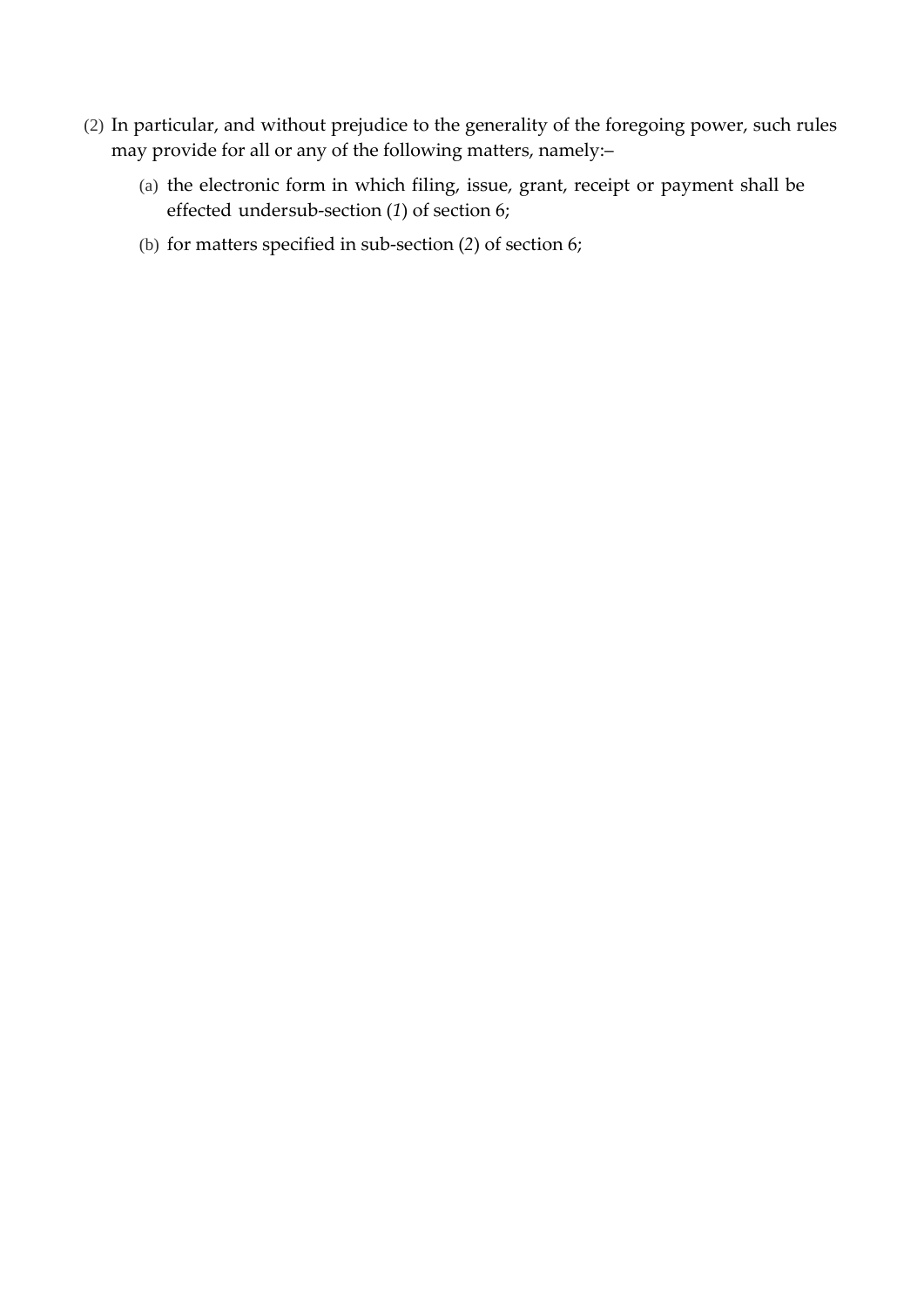(2) In particular, and without prejudice to the generality of the foregoing power, such rules may provide for all or any of the following matters, namely:–

(a) the electronic form in which filing, issue, grant, receipt or payment shall be effected undersub-section (*1*) of section 6;

(b) for matters specified in sub-section (*2*) of section 6;